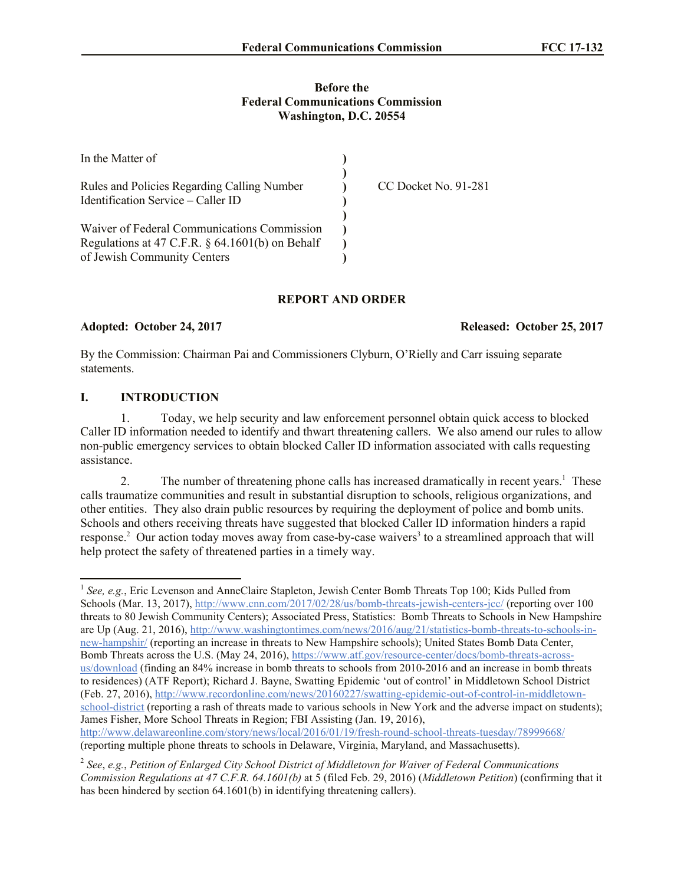**Before the**
**Federal Communications Commission**
**Washington, D.C. 20554**

| In the Matter of | ) | |
|---|---|---|
| | ) | |
| Rules and Policies Regarding Calling Number Identification Service – Caller ID | ) | CC Docket No. 91-281 |
| | ) | |
| Waiver of Federal Communications Commission Regulations at 47 C.F.R. § 64.1601(b) on Behalf of Jewish Community Centers | ) | |

**REPORT AND ORDER**

**Adopted: October 24, 2017** **Released: October 25, 2017**

By the Commission: Chairman Pai and Commissioners Clyburn, O'Rielly and Carr issuing separate statements.

## I. INTRODUCTION

1. Today, we help security and law enforcement personnel obtain quick access to blocked Caller ID information needed to identify and thwart threatening callers. We also amend our rules to allow non-public emergency services to obtain blocked Caller ID information associated with calls requesting assistance.

2. The number of threatening phone calls has increased dramatically in recent years.[1] These calls traumatize communities and result in substantial disruption to schools, religious organizations, and other entities. They also drain public resources by requiring the deployment of police and bomb units. Schools and others receiving threats have suggested that blocked Caller ID information hinders a rapid response.[2] Our action today moves away from case-by-case waivers[3] to a streamlined approach that will help protect the safety of threatened parties in a timely way.

---

[1] *See, e.g.*, Eric Levenson and AnneClaire Stapleton, Jewish Center Bomb Threats Top 100; Kids Pulled from Schools (Mar. 13, 2017), http://www.cnn.com/2017/02/28/us/bomb-threats-jewish-centers-jcc/ (reporting over 100 threats to 80 Jewish Community Centers); Associated Press, Statistics: Bomb Threats to Schools in New Hampshire are Up (Aug. 21, 2016), http://www.washingtontimes.com/news/2016/aug/21/statistics-bomb-threats-to-schools-in-new-hampshir/ (reporting an increase in threats to New Hampshire schools); United States Bomb Data Center, Bomb Threats across the U.S. (May 24, 2016), https://www.atf.gov/resource-center/docs/bomb-threats-across-us/download (finding an 84% increase in bomb threats to schools from 2010-2016 and an increase in bomb threats to residences) (ATF Report); Richard J. Bayne, Swatting Epidemic 'out of control' in Middletown School District (Feb. 27, 2016), http://www.recordonline.com/news/20160227/swatting-epidemic-out-of-control-in-middletown-school-district (reporting a rash of threats made to various schools in New York and the adverse impact on students); James Fisher, More School Threats in Region; FBI Assisting (Jan. 19, 2016), http://www.delawareonline.com/story/news/local/2016/01/19/fresh-round-school-threats-tuesday/78999668/ (reporting multiple phone threats to schools in Delaware, Virginia, Maryland, and Massachusetts).

[2] *See*, *e.g.*, *Petition of Enlarged City School District of Middletown for Waiver of Federal Communications Commission Regulations at 47 C.F.R. 64.1601(b)* at 5 (filed Feb. 29, 2016) (*Middletown Petition*) (confirming that it has been hindered by section 64.1601(b) in identifying threatening callers).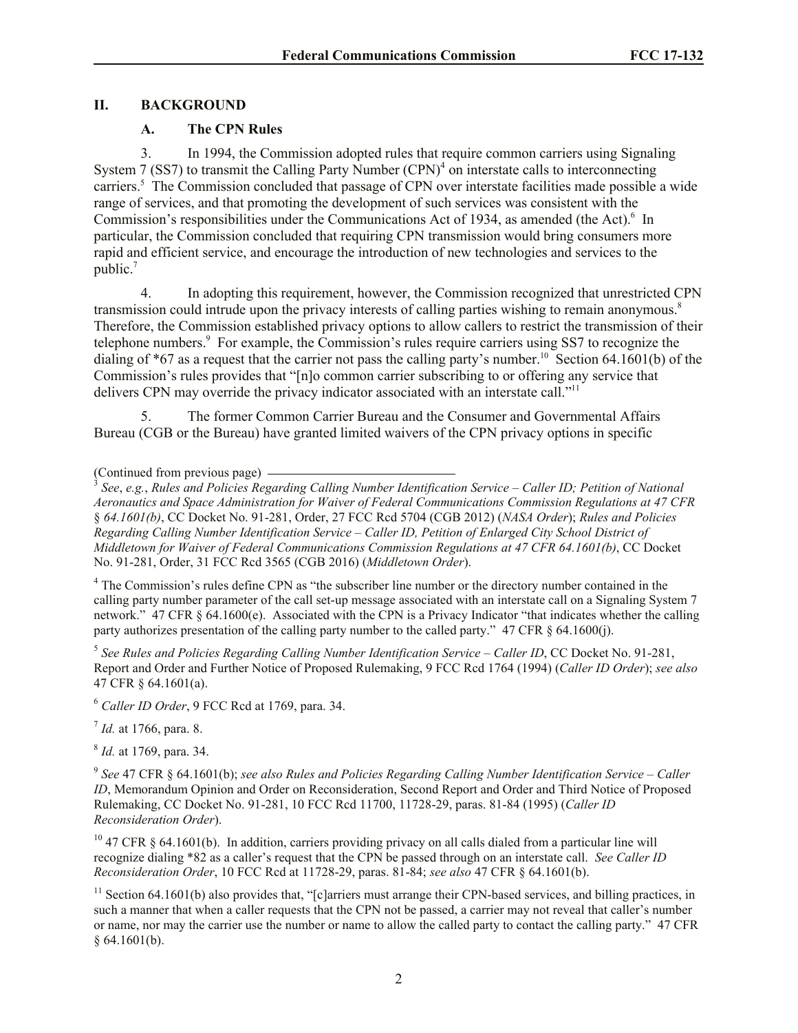## II. BACKGROUND

### A. The CPN Rules

3. In 1994, the Commission adopted rules that require common carriers using Signaling System 7 (SS7) to transmit the Calling Party Number (CPN)[4] on interstate calls to interconnecting carriers.[5] The Commission concluded that passage of CPN over interstate facilities made possible a wide range of services, and that promoting the development of such services was consistent with the Commission's responsibilities under the Communications Act of 1934, as amended (the Act).[6] In particular, the Commission concluded that requiring CPN transmission would bring consumers more rapid and efficient service, and encourage the introduction of new technologies and services to the public.[7]

4. In adopting this requirement, however, the Commission recognized that unrestricted CPN transmission could intrude upon the privacy interests of calling parties wishing to remain anonymous.[8] Therefore, the Commission established privacy options to allow callers to restrict the transmission of their telephone numbers.[9] For example, the Commission's rules require carriers using SS7 to recognize the dialing of *67 as a request that the carrier not pass the calling party's number.[10] Section 64.1601(b) of the Commission's rules provides that "[n]o common carrier subscribing to or offering any service that delivers CPN may override the privacy indicator associated with an interstate call."[11]

5. The former Common Carrier Bureau and the Consumer and Governmental Affairs Bureau (CGB or the Bureau) have granted limited waivers of the CPN privacy options in specific

(Continued from previous page)

[3] *See*, *e.g.*, *Rules and Policies Regarding Calling Number Identification Service – Caller ID; Petition of National Aeronautics and Space Administration for Waiver of Federal Communications Commission Regulations at 47 CFR § 64.1601(b)*, CC Docket No. 91-281, Order, 27 FCC Rcd 5704 (CGB 2012) (*NASA Order*); *Rules and Policies Regarding Calling Number Identification Service – Caller ID, Petition of Enlarged City School District of Middletown for Waiver of Federal Communications Commission Regulations at 47 CFR 64.1601(b)*, CC Docket No. 91-281, Order, 31 FCC Rcd 3565 (CGB 2016) (*Middletown Order*).

[4] The Commission's rules define CPN as "the subscriber line number or the directory number contained in the calling party number parameter of the call set-up message associated with an interstate call on a Signaling System 7 network." 47 CFR § 64.1600(e). Associated with the CPN is a Privacy Indicator "that indicates whether the calling party authorizes presentation of the calling party number to the called party." 47 CFR § 64.1600(j).

[5] *See Rules and Policies Regarding Calling Number Identification Service – Caller ID*, CC Docket No. 91-281, Report and Order and Further Notice of Proposed Rulemaking, 9 FCC Rcd 1764 (1994) (*Caller ID Order*); *see also* 47 CFR § 64.1601(a).

[6] *Caller ID Order*, 9 FCC Rcd at 1769, para. 34.

[7] *Id.* at 1766, para. 8.

[8] *Id.* at 1769, para. 34.

[9] *See* 47 CFR § 64.1601(b); *see also Rules and Policies Regarding Calling Number Identification Service – Caller ID*, Memorandum Opinion and Order on Reconsideration, Second Report and Order and Third Notice of Proposed Rulemaking, CC Docket No. 91-281, 10 FCC Rcd 11700, 11728-29, paras. 81-84 (1995) (*Caller ID Reconsideration Order*).

[10] 47 CFR § 64.1601(b). In addition, carriers providing privacy on all calls dialed from a particular line will recognize dialing *82 as a caller's request that the CPN be passed through on an interstate call. *See Caller ID Reconsideration Order*, 10 FCC Rcd at 11728-29, paras. 81-84; *see also* 47 CFR § 64.1601(b).

[11] Section 64.1601(b) also provides that, "[c]arriers must arrange their CPN-based services, and billing practices, in such a manner that when a caller requests that the CPN not be passed, a carrier may not reveal that caller's number or name, nor may the carrier use the number or name to allow the called party to contact the calling party." 47 CFR § 64.1601(b).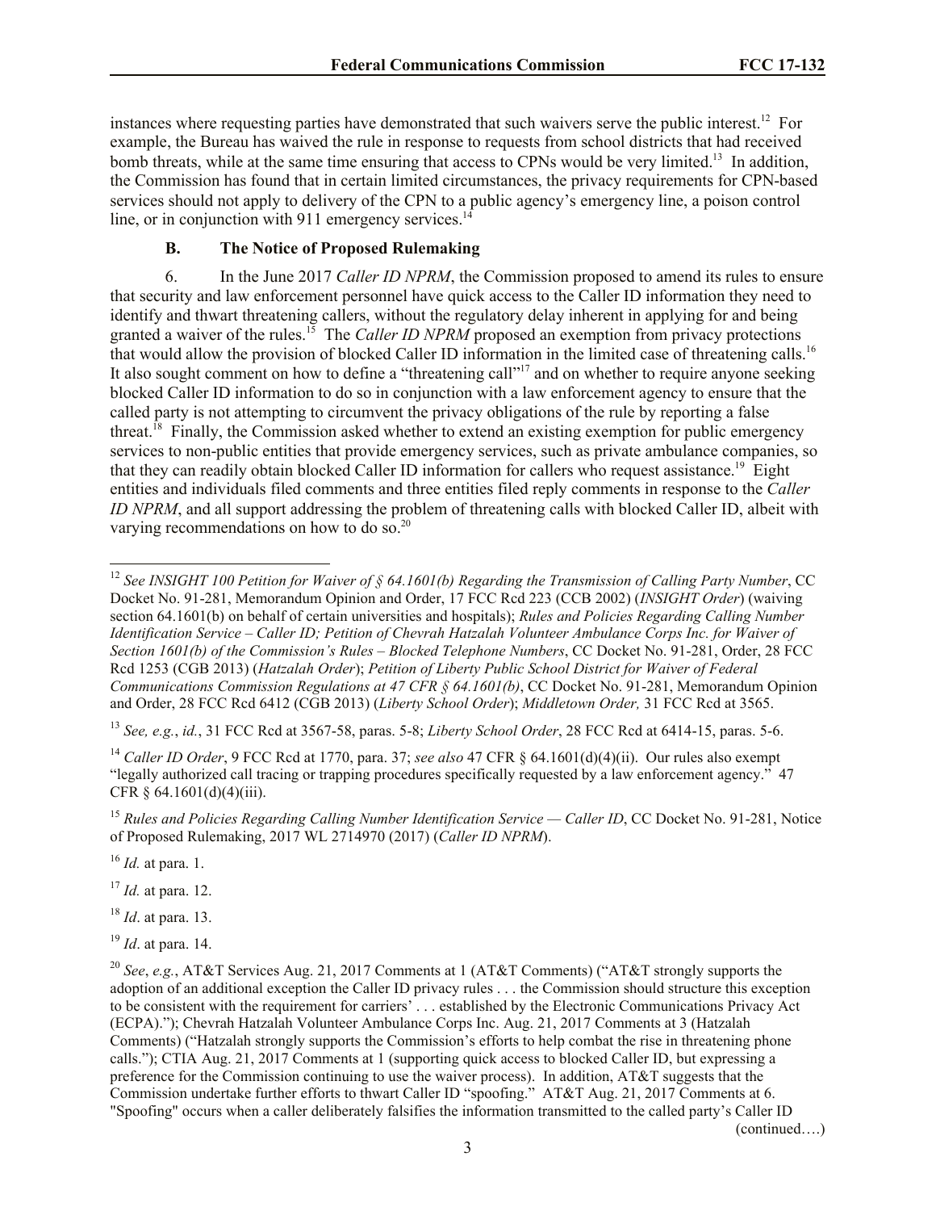instances where requesting parties have demonstrated that such waivers serve the public interest.[12] For example, the Bureau has waived the rule in response to requests from school districts that had received bomb threats, while at the same time ensuring that access to CPNs would be very limited.[13] In addition, the Commission has found that in certain limited circumstances, the privacy requirements for CPN-based services should not apply to delivery of the CPN to a public agency's emergency line, a poison control line, or in conjunction with 911 emergency services.[14]

### B. The Notice of Proposed Rulemaking

6. In the June 2017 *Caller ID NPRM*, the Commission proposed to amend its rules to ensure that security and law enforcement personnel have quick access to the Caller ID information they need to identify and thwart threatening callers, without the regulatory delay inherent in applying for and being granted a waiver of the rules.[15] The *Caller ID NPRM* proposed an exemption from privacy protections that would allow the provision of blocked Caller ID information in the limited case of threatening calls.[16] It also sought comment on how to define a "threatening call"[17] and on whether to require anyone seeking blocked Caller ID information to do so in conjunction with a law enforcement agency to ensure that the called party is not attempting to circumvent the privacy obligations of the rule by reporting a false threat.[18] Finally, the Commission asked whether to extend an existing exemption for public emergency services to non-public entities that provide emergency services, such as private ambulance companies, so that they can readily obtain blocked Caller ID information for callers who request assistance.[19] Eight entities and individuals filed comments and three entities filed reply comments in response to the *Caller ID NPRM*, and all support addressing the problem of threatening calls with blocked Caller ID, albeit with varying recommendations on how to do so.[20]

---

[12] *See INSIGHT 100 Petition for Waiver of § 64.1601(b) Regarding the Transmission of Calling Party Number*, CC Docket No. 91-281, Memorandum Opinion and Order, 17 FCC Rcd 223 (CCB 2002) (*INSIGHT Order*) (waiving section 64.1601(b) on behalf of certain universities and hospitals); *Rules and Policies Regarding Calling Number Identification Service – Caller ID; Petition of Chevrah Hatzalah Volunteer Ambulance Corps Inc. for Waiver of Section 1601(b) of the Commission's Rules – Blocked Telephone Numbers*, CC Docket No. 91-281, Order, 28 FCC Rcd 1253 (CGB 2013) (*Hatzalah Order*); *Petition of Liberty Public School District for Waiver of Federal Communications Commission Regulations at 47 CFR § 64.1601(b)*, CC Docket No. 91-281, Memorandum Opinion and Order, 28 FCC Rcd 6412 (CGB 2013) (*Liberty School Order*); *Middletown Order,* 31 FCC Rcd at 3565.

[13] *See, e.g.*, *id.*, 31 FCC Rcd at 3567-58, paras. 5-8; *Liberty School Order*, 28 FCC Rcd at 6414-15, paras. 5-6.

[14] *Caller ID Order*, 9 FCC Rcd at 1770, para. 37; *see also* 47 CFR § 64.1601(d)(4)(ii). Our rules also exempt "legally authorized call tracing or trapping procedures specifically requested by a law enforcement agency." 47 CFR § 64.1601(d)(4)(iii).

[15] *Rules and Policies Regarding Calling Number Identification Service — Caller ID*, CC Docket No. 91-281, Notice of Proposed Rulemaking, 2017 WL 2714970 (2017) (*Caller ID NPRM*).

[16] *Id.* at para. 1.

[17] *Id.* at para. 12.

[18] *Id*. at para. 13.

[19] *Id*. at para. 14.

[20] *See*, *e.g.*, AT&T Services Aug. 21, 2017 Comments at 1 (AT&T Comments) ("AT&T strongly supports the adoption of an additional exception the Caller ID privacy rules . . . the Commission should structure this exception to be consistent with the requirement for carriers' . . . established by the Electronic Communications Privacy Act (ECPA)."); Chevrah Hatzalah Volunteer Ambulance Corps Inc. Aug. 21, 2017 Comments at 3 (Hatzalah Comments) ("Hatzalah strongly supports the Commission's efforts to help combat the rise in threatening phone calls."); CTIA Aug. 21, 2017 Comments at 1 (supporting quick access to blocked Caller ID, but expressing a preference for the Commission continuing to use the waiver process). In addition, AT&T suggests that the Commission undertake further efforts to thwart Caller ID "spoofing." AT&T Aug. 21, 2017 Comments at 6. "Spoofing" occurs when a caller deliberately falsifies the information transmitted to the called party's Caller ID

(continued….)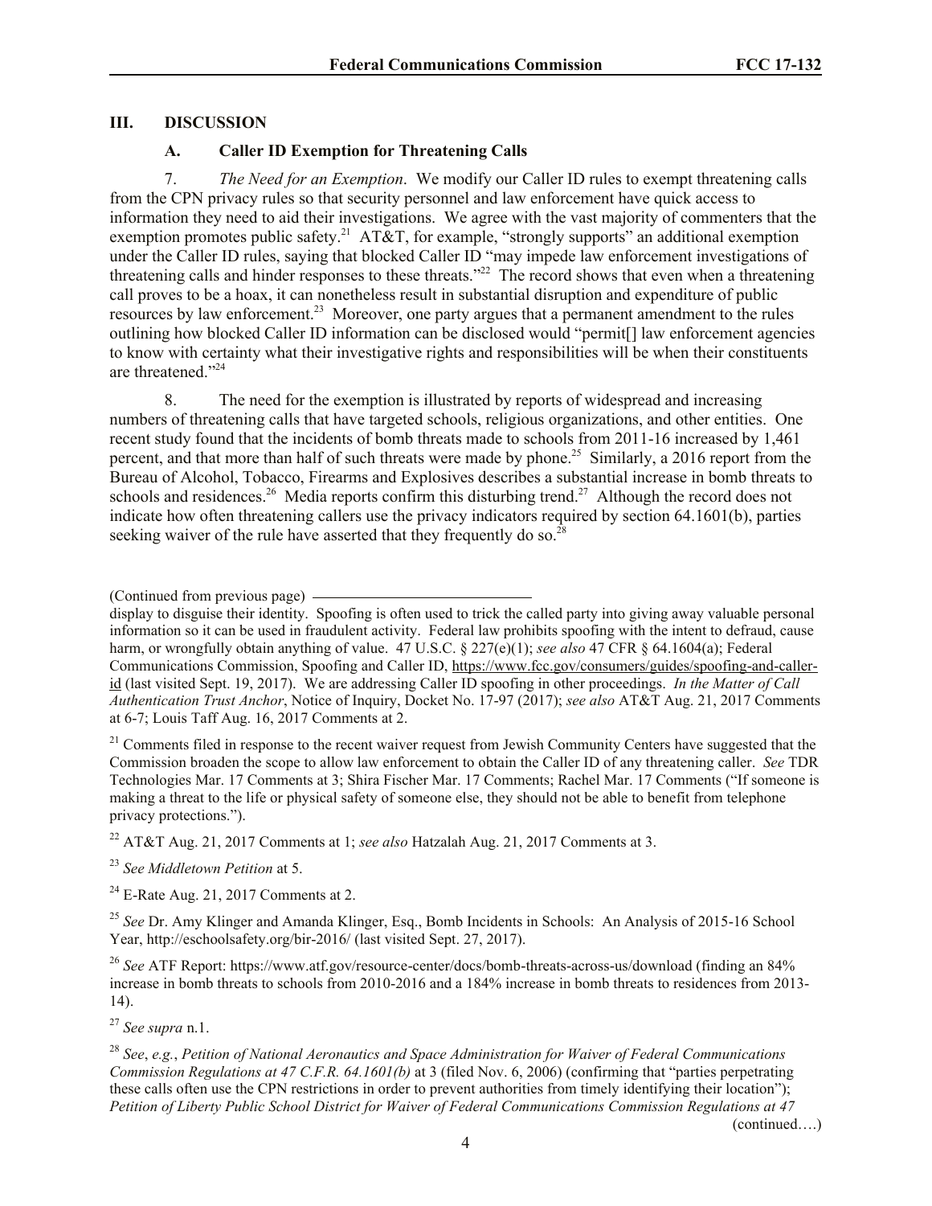## III. DISCUSSION

### A. Caller ID Exemption for Threatening Calls

7. *The Need for an Exemption*. We modify our Caller ID rules to exempt threatening calls from the CPN privacy rules so that security personnel and law enforcement have quick access to information they need to aid their investigations. We agree with the vast majority of commenters that the exemption promotes public safety.[21] AT&T, for example, "strongly supports" an additional exemption under the Caller ID rules, saying that blocked Caller ID "may impede law enforcement investigations of threatening calls and hinder responses to these threats."[22] The record shows that even when a threatening call proves to be a hoax, it can nonetheless result in substantial disruption and expenditure of public resources by law enforcement.[23] Moreover, one party argues that a permanent amendment to the rules outlining how blocked Caller ID information can be disclosed would "permit[] law enforcement agencies to know with certainty what their investigative rights and responsibilities will be when their constituents are threatened."[24]

8. The need for the exemption is illustrated by reports of widespread and increasing numbers of threatening calls that have targeted schools, religious organizations, and other entities. One recent study found that the incidents of bomb threats made to schools from 2011-16 increased by 1,461 percent, and that more than half of such threats were made by phone.[25] Similarly, a 2016 report from the Bureau of Alcohol, Tobacco, Firearms and Explosives describes a substantial increase in bomb threats to schools and residences.[26] Media reports confirm this disturbing trend.[27] Although the record does not indicate how often threatening callers use the privacy indicators required by section 64.1601(b), parties seeking waiver of the rule have asserted that they frequently do so.[28]

---

(Continued from previous page)

display to disguise their identity. Spoofing is often used to trick the called party into giving away valuable personal information so it can be used in fraudulent activity. Federal law prohibits spoofing with the intent to defraud, cause harm, or wrongfully obtain anything of value. 47 U.S.C. § 227(e)(1); *see also* 47 CFR § 64.1604(a); Federal Communications Commission, Spoofing and Caller ID, https://www.fcc.gov/consumers/guides/spoofing-and-caller-id (last visited Sept. 19, 2017). We are addressing Caller ID spoofing in other proceedings. *In the Matter of Call Authentication Trust Anchor*, Notice of Inquiry, Docket No. 17-97 (2017); *see also* AT&T Aug. 21, 2017 Comments at 6-7; Louis Taff Aug. 16, 2017 Comments at 2.

[21] Comments filed in response to the recent waiver request from Jewish Community Centers have suggested that the Commission broaden the scope to allow law enforcement to obtain the Caller ID of any threatening caller. *See* TDR Technologies Mar. 17 Comments at 3; Shira Fischer Mar. 17 Comments; Rachel Mar. 17 Comments ("If someone is making a threat to the life or physical safety of someone else, they should not be able to benefit from telephone privacy protections.").

[22] AT&T Aug. 21, 2017 Comments at 1; *see also* Hatzalah Aug. 21, 2017 Comments at 3.

[23] *See Middletown Petition* at 5.

[24] E-Rate Aug. 21, 2017 Comments at 2.

[25] *See* Dr. Amy Klinger and Amanda Klinger, Esq., Bomb Incidents in Schools: An Analysis of 2015-16 School Year, http://eschoolsafety.org/bir-2016/ (last visited Sept. 27, 2017).

[26] *See* ATF Report: https://www.atf.gov/resource-center/docs/bomb-threats-across-us/download (finding an 84% increase in bomb threats to schools from 2010-2016 and a 184% increase in bomb threats to residences from 2013-14).

[27] *See supra* n.1.

[28] *See*, *e.g.*, *Petition of National Aeronautics and Space Administration for Waiver of Federal Communications Commission Regulations at 47 C.F.R. 64.1601(b)* at 3 (filed Nov. 6, 2006) (confirming that "parties perpetrating these calls often use the CPN restrictions in order to prevent authorities from timely identifying their location"); *Petition of Liberty Public School District for Waiver of Federal Communications Commission Regulations at 47*

(continued….)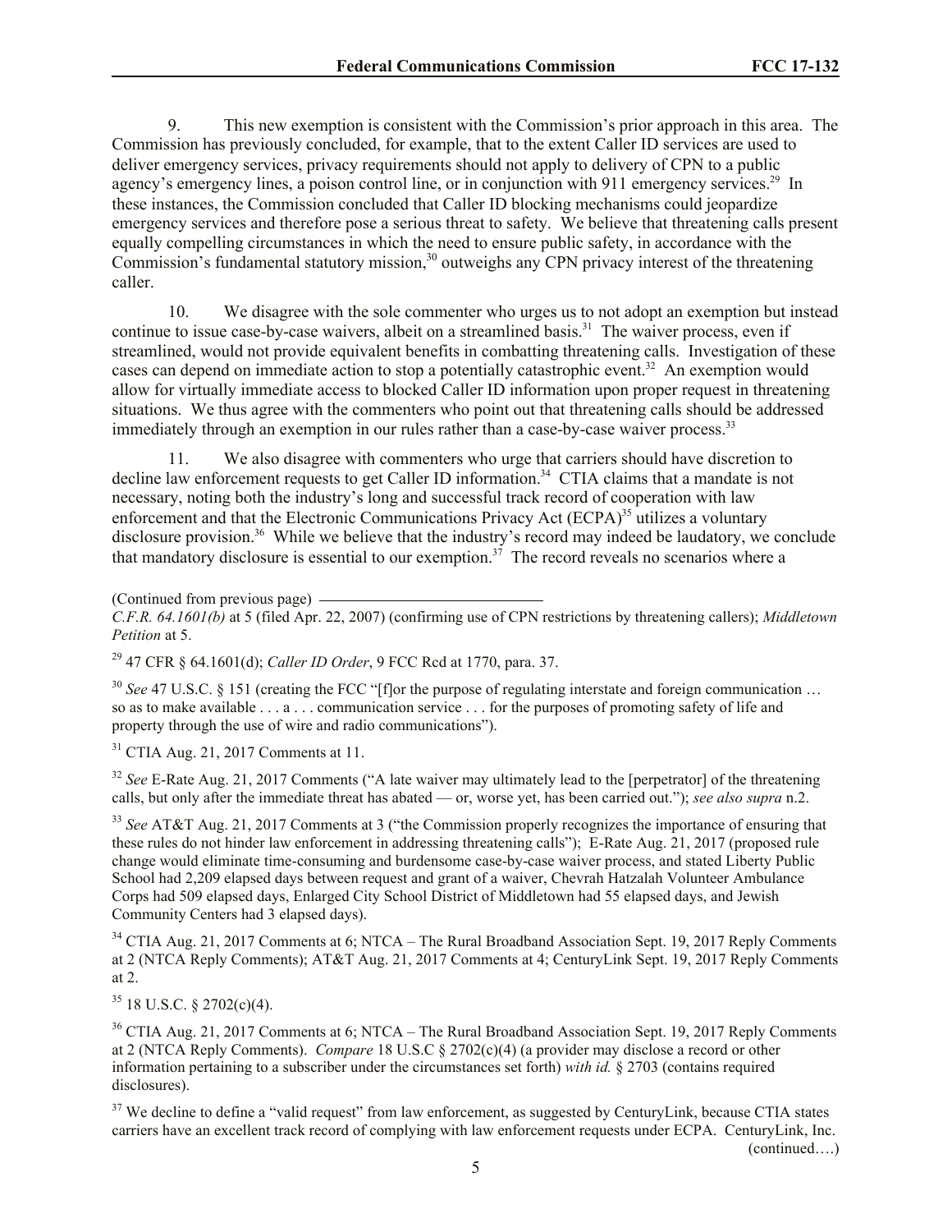9. This new exemption is consistent with the Commission's prior approach in this area. The Commission has previously concluded, for example, that to the extent Caller ID services are used to deliver emergency services, privacy requirements should not apply to delivery of CPN to a public agency's emergency lines, a poison control line, or in conjunction with 911 emergency services.[29] In these instances, the Commission concluded that Caller ID blocking mechanisms could jeopardize emergency services and therefore pose a serious threat to safety. We believe that threatening calls present equally compelling circumstances in which the need to ensure public safety, in accordance with the Commission's fundamental statutory mission,[30] outweighs any CPN privacy interest of the threatening caller.

10. We disagree with the sole commenter who urges us to not adopt an exemption but instead continue to issue case-by-case waivers, albeit on a streamlined basis.[31] The waiver process, even if streamlined, would not provide equivalent benefits in combatting threatening calls. Investigation of these cases can depend on immediate action to stop a potentially catastrophic event.[32] An exemption would allow for virtually immediate access to blocked Caller ID information upon proper request in threatening situations. We thus agree with the commenters who point out that threatening calls should be addressed immediately through an exemption in our rules rather than a case-by-case waiver process.[33]

11. We also disagree with commenters who urge that carriers should have discretion to decline law enforcement requests to get Caller ID information.[34] CTIA claims that a mandate is not necessary, noting both the industry's long and successful track record of cooperation with law enforcement and that the Electronic Communications Privacy Act (ECPA)[35] utilizes a voluntary disclosure provision.[36] While we believe that the industry's record may indeed be laudatory, we conclude that mandatory disclosure is essential to our exemption.[37] The record reveals no scenarios where a

(Continued from previous page)

*C.F.R. 64.1601(b)* at 5 (filed Apr. 22, 2007) (confirming use of CPN restrictions by threatening callers); *Middletown Petition* at 5.

[29] 47 CFR § 64.1601(d); *Caller ID Order*, 9 FCC Rcd at 1770, para. 37.

[30] *See* 47 U.S.C. § 151 (creating the FCC "[f]or the purpose of regulating interstate and foreign communication … so as to make available . . . a . . . communication service . . . for the purposes of promoting safety of life and property through the use of wire and radio communications").

[31] CTIA Aug. 21, 2017 Comments at 11.

[32] *See* E-Rate Aug. 21, 2017 Comments ("A late waiver may ultimately lead to the [perpetrator] of the threatening calls, but only after the immediate threat has abated — or, worse yet, has been carried out."); *see also supra* n.2.

[33] *See* AT&T Aug. 21, 2017 Comments at 3 ("the Commission properly recognizes the importance of ensuring that these rules do not hinder law enforcement in addressing threatening calls"); E-Rate Aug. 21, 2017 (proposed rule change would eliminate time-consuming and burdensome case-by-case waiver process, and stated Liberty Public School had 2,209 elapsed days between request and grant of a waiver, Chevrah Hatzalah Volunteer Ambulance Corps had 509 elapsed days, Enlarged City School District of Middletown had 55 elapsed days, and Jewish Community Centers had 3 elapsed days).

[34] CTIA Aug. 21, 2017 Comments at 6; NTCA – The Rural Broadband Association Sept. 19, 2017 Reply Comments at 2 (NTCA Reply Comments); AT&T Aug. 21, 2017 Comments at 4; CenturyLink Sept. 19, 2017 Reply Comments at 2.

[35] 18 U.S.C. § 2702(c)(4).

[36] CTIA Aug. 21, 2017 Comments at 6; NTCA – The Rural Broadband Association Sept. 19, 2017 Reply Comments at 2 (NTCA Reply Comments). *Compare* 18 U.S.C § 2702(c)(4) (a provider may disclose a record or other information pertaining to a subscriber under the circumstances set forth) *with id.* § 2703 (contains required disclosures).

[37] We decline to define a "valid request" from law enforcement, as suggested by CenturyLink, because CTIA states carriers have an excellent track record of complying with law enforcement requests under ECPA. CenturyLink, Inc.

(continued….)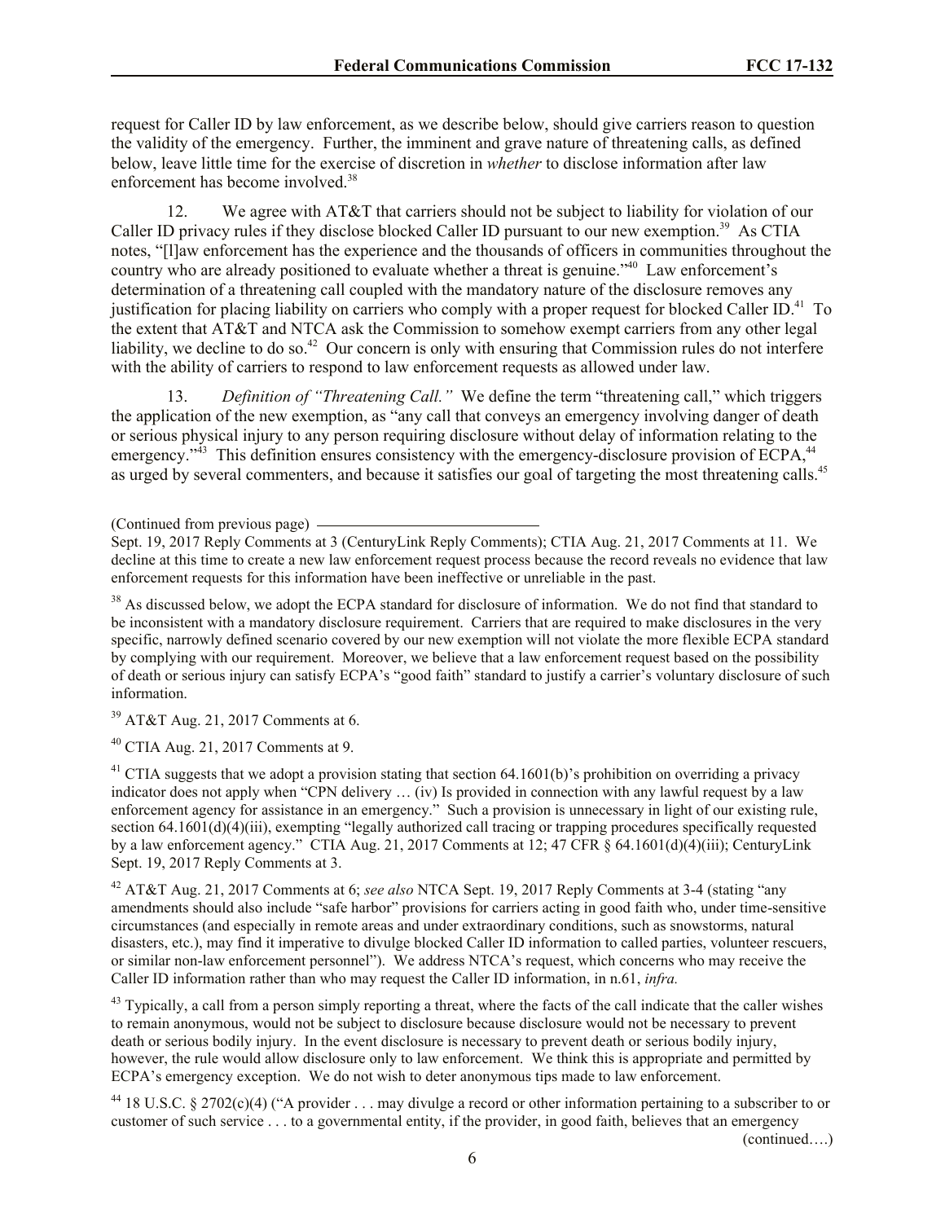request for Caller ID by law enforcement, as we describe below, should give carriers reason to question the validity of the emergency. Further, the imminent and grave nature of threatening calls, as defined below, leave little time for the exercise of discretion in *whether* to disclose information after law enforcement has become involved.[38]

12. We agree with AT&T that carriers should not be subject to liability for violation of our Caller ID privacy rules if they disclose blocked Caller ID pursuant to our new exemption.[39] As CTIA notes, "[l]aw enforcement has the experience and the thousands of officers in communities throughout the country who are already positioned to evaluate whether a threat is genuine."[40] Law enforcement's determination of a threatening call coupled with the mandatory nature of the disclosure removes any justification for placing liability on carriers who comply with a proper request for blocked Caller ID.[41] To the extent that AT&T and NTCA ask the Commission to somehow exempt carriers from any other legal liability, we decline to do so.[42] Our concern is only with ensuring that Commission rules do not interfere with the ability of carriers to respond to law enforcement requests as allowed under law.

13. *Definition of "Threatening Call."* We define the term "threatening call," which triggers the application of the new exemption, as "any call that conveys an emergency involving danger of death or serious physical injury to any person requiring disclosure without delay of information relating to the emergency."[43] This definition ensures consistency with the emergency-disclosure provision of ECPA,[44] as urged by several commenters, and because it satisfies our goal of targeting the most threatening calls.[45]

(Continued from previous page)

Sept. 19, 2017 Reply Comments at 3 (CenturyLink Reply Comments); CTIA Aug. 21, 2017 Comments at 11. We decline at this time to create a new law enforcement request process because the record reveals no evidence that law enforcement requests for this information have been ineffective or unreliable in the past.

[38] As discussed below, we adopt the ECPA standard for disclosure of information. We do not find that standard to be inconsistent with a mandatory disclosure requirement. Carriers that are required to make disclosures in the very specific, narrowly defined scenario covered by our new exemption will not violate the more flexible ECPA standard by complying with our requirement. Moreover, we believe that a law enforcement request based on the possibility of death or serious injury can satisfy ECPA's "good faith" standard to justify a carrier's voluntary disclosure of such information.

[39] AT&T Aug. 21, 2017 Comments at 6.

[40] CTIA Aug. 21, 2017 Comments at 9.

[41] CTIA suggests that we adopt a provision stating that section 64.1601(b)'s prohibition on overriding a privacy indicator does not apply when "CPN delivery … (iv) Is provided in connection with any lawful request by a law enforcement agency for assistance in an emergency." Such a provision is unnecessary in light of our existing rule, section 64.1601(d)(4)(iii), exempting "legally authorized call tracing or trapping procedures specifically requested by a law enforcement agency." CTIA Aug. 21, 2017 Comments at 12; 47 CFR § 64.1601(d)(4)(iii); CenturyLink Sept. 19, 2017 Reply Comments at 3.

[42] AT&T Aug. 21, 2017 Comments at 6; *see also* NTCA Sept. 19, 2017 Reply Comments at 3-4 (stating "any amendments should also include "safe harbor" provisions for carriers acting in good faith who, under time-sensitive circumstances (and especially in remote areas and under extraordinary conditions, such as snowstorms, natural disasters, etc.), may find it imperative to divulge blocked Caller ID information to called parties, volunteer rescuers, or similar non-law enforcement personnel"). We address NTCA's request, which concerns who may receive the Caller ID information rather than who may request the Caller ID information, in n.61, *infra.*

[43] Typically, a call from a person simply reporting a threat, where the facts of the call indicate that the caller wishes to remain anonymous, would not be subject to disclosure because disclosure would not be necessary to prevent death or serious bodily injury. In the event disclosure is necessary to prevent death or serious bodily injury, however, the rule would allow disclosure only to law enforcement. We think this is appropriate and permitted by ECPA's emergency exception. We do not wish to deter anonymous tips made to law enforcement.

[44] 18 U.S.C. § 2702(c)(4) ("A provider . . . may divulge a record or other information pertaining to a subscriber to or customer of such service . . . to a governmental entity, if the provider, in good faith, believes that an emergency

(continued….)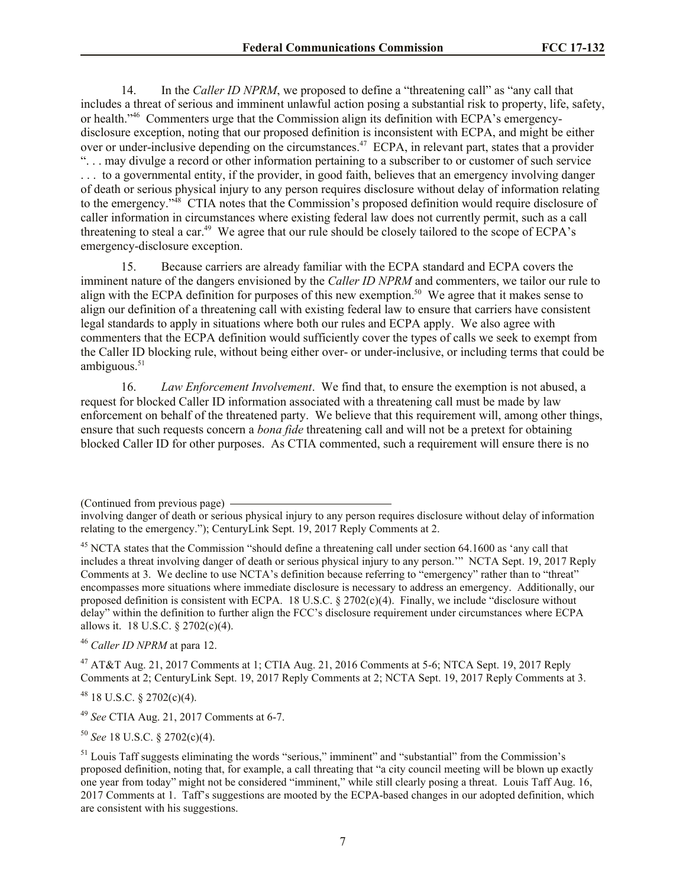14. In the *Caller ID NPRM*, we proposed to define a "threatening call" as "any call that includes a threat of serious and imminent unlawful action posing a substantial risk to property, life, safety, or health."[46] Commenters urge that the Commission align its definition with ECPA's emergency-disclosure exception, noting that our proposed definition is inconsistent with ECPA, and might be either over or under-inclusive depending on the circumstances.[47] ECPA, in relevant part, states that a provider ". . . may divulge a record or other information pertaining to a subscriber to or customer of such service . . . to a governmental entity, if the provider, in good faith, believes that an emergency involving danger of death or serious physical injury to any person requires disclosure without delay of information relating to the emergency."[48] CTIA notes that the Commission's proposed definition would require disclosure of caller information in circumstances where existing federal law does not currently permit, such as a call threatening to steal a car.[49] We agree that our rule should be closely tailored to the scope of ECPA's emergency-disclosure exception.

15. Because carriers are already familiar with the ECPA standard and ECPA covers the imminent nature of the dangers envisioned by the *Caller ID NPRM* and commenters, we tailor our rule to align with the ECPA definition for purposes of this new exemption.[50] We agree that it makes sense to align our definition of a threatening call with existing federal law to ensure that carriers have consistent legal standards to apply in situations where both our rules and ECPA apply. We also agree with commenters that the ECPA definition would sufficiently cover the types of calls we seek to exempt from the Caller ID blocking rule, without being either over- or under-inclusive, or including terms that could be ambiguous.[51]

16. *Law Enforcement Involvement*. We find that, to ensure the exemption is not abused, a request for blocked Caller ID information associated with a threatening call must be made by law enforcement on behalf of the threatened party. We believe that this requirement will, among other things, ensure that such requests concern a *bona fide* threatening call and will not be a pretext for obtaining blocked Caller ID for other purposes. As CTIA commented, such a requirement will ensure there is no

---

(Continued from previous page)
involving danger of death or serious physical injury to any person requires disclosure without delay of information relating to the emergency."); CenturyLink Sept. 19, 2017 Reply Comments at 2.

[45] NCTA states that the Commission "should define a threatening call under section 64.1600 as 'any call that includes a threat involving danger of death or serious physical injury to any person.'" NCTA Sept. 19, 2017 Reply Comments at 3. We decline to use NCTA's definition because referring to "emergency" rather than to "threat" encompasses more situations where immediate disclosure is necessary to address an emergency. Additionally, our proposed definition is consistent with ECPA. 18 U.S.C. § 2702(c)(4). Finally, we include "disclosure without delay" within the definition to further align the FCC's disclosure requirement under circumstances where ECPA allows it. 18 U.S.C. § 2702(c)(4).

[46] *Caller ID NPRM* at para 12.

[47] AT&T Aug. 21, 2017 Comments at 1; CTIA Aug. 21, 2016 Comments at 5-6; NTCA Sept. 19, 2017 Reply Comments at 2; CenturyLink Sept. 19, 2017 Reply Comments at 2; NCTA Sept. 19, 2017 Reply Comments at 3.

[48] 18 U.S.C. § 2702(c)(4).

[49] *See* CTIA Aug. 21, 2017 Comments at 6-7.

[50] *See* 18 U.S.C. § 2702(c)(4).

[51] Louis Taff suggests eliminating the words "serious," imminent" and "substantial" from the Commission's proposed definition, noting that, for example, a call threating that "a city council meeting will be blown up exactly one year from today" might not be considered "imminent," while still clearly posing a threat. Louis Taff Aug. 16, 2017 Comments at 1. Taff's suggestions are mooted by the ECPA-based changes in our adopted definition, which are consistent with his suggestions.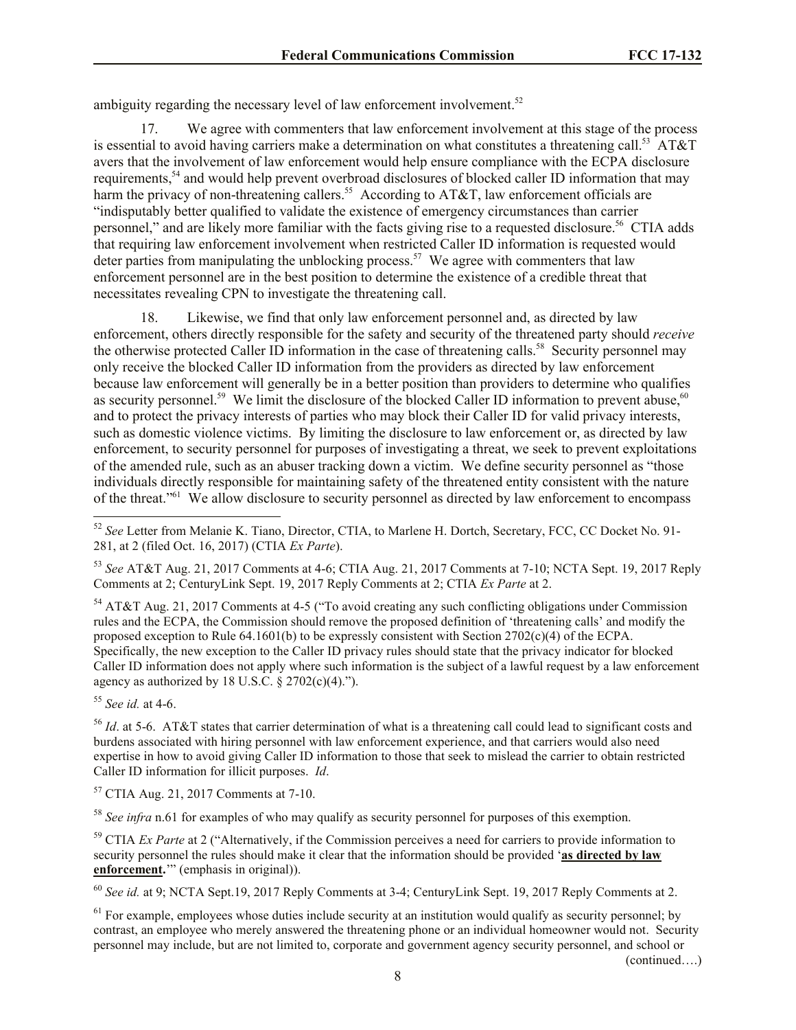ambiguity regarding the necessary level of law enforcement involvement.[52]

17. We agree with commenters that law enforcement involvement at this stage of the process is essential to avoid having carriers make a determination on what constitutes a threatening call.[53] AT&T avers that the involvement of law enforcement would help ensure compliance with the ECPA disclosure requirements,[54] and would help prevent overbroad disclosures of blocked caller ID information that may harm the privacy of non-threatening callers.[55] According to AT&T, law enforcement officials are "indisputably better qualified to validate the existence of emergency circumstances than carrier personnel," and are likely more familiar with the facts giving rise to a requested disclosure.[56] CTIA adds that requiring law enforcement involvement when restricted Caller ID information is requested would deter parties from manipulating the unblocking process.[57] We agree with commenters that law enforcement personnel are in the best position to determine the existence of a credible threat that necessitates revealing CPN to investigate the threatening call.

18. Likewise, we find that only law enforcement personnel and, as directed by law enforcement, others directly responsible for the safety and security of the threatened party should *receive* the otherwise protected Caller ID information in the case of threatening calls.[58] Security personnel may only receive the blocked Caller ID information from the providers as directed by law enforcement because law enforcement will generally be in a better position than providers to determine who qualifies as security personnel.[59] We limit the disclosure of the blocked Caller ID information to prevent abuse,[60] and to protect the privacy interests of parties who may block their Caller ID for valid privacy interests, such as domestic violence victims. By limiting the disclosure to law enforcement or, as directed by law enforcement, to security personnel for purposes of investigating a threat, we seek to prevent exploitations of the amended rule, such as an abuser tracking down a victim. We define security personnel as "those individuals directly responsible for maintaining safety of the threatened entity consistent with the nature of the threat."[61] We allow disclosure to security personnel as directed by law enforcement to encompass

---

[52] *See* Letter from Melanie K. Tiano, Director, CTIA, to Marlene H. Dortch, Secretary, FCC, CC Docket No. 91-281, at 2 (filed Oct. 16, 2017) (CTIA *Ex Parte*).

[53] *See* AT&T Aug. 21, 2017 Comments at 4-6; CTIA Aug. 21, 2017 Comments at 7-10; NCTA Sept. 19, 2017 Reply Comments at 2; CenturyLink Sept. 19, 2017 Reply Comments at 2; CTIA *Ex Parte* at 2.

[54] AT&T Aug. 21, 2017 Comments at 4-5 ("To avoid creating any such conflicting obligations under Commission rules and the ECPA, the Commission should remove the proposed definition of 'threatening calls' and modify the proposed exception to Rule 64.1601(b) to be expressly consistent with Section 2702(c)(4) of the ECPA. Specifically, the new exception to the Caller ID privacy rules should state that the privacy indicator for blocked Caller ID information does not apply where such information is the subject of a lawful request by a law enforcement agency as authorized by 18 U.S.C. § 2702(c)(4).").

[55] *See id.* at 4-6.

[56] *Id*. at 5-6. AT&T states that carrier determination of what is a threatening call could lead to significant costs and burdens associated with hiring personnel with law enforcement experience, and that carriers would also need expertise in how to avoid giving Caller ID information to those that seek to mislead the carrier to obtain restricted Caller ID information for illicit purposes. *Id*.

[57] CTIA Aug. 21, 2017 Comments at 7-10.

[58] *See infra* n.61 for examples of who may qualify as security personnel for purposes of this exemption.

[59] CTIA *Ex Parte* at 2 ("Alternatively, if the Commission perceives a need for carriers to provide information to security personnel the rules should make it clear that the information should be provided '**as directed by law enforcement**.'" (emphasis in original)).

[60] *See id.* at 9; NCTA Sept.19, 2017 Reply Comments at 3-4; CenturyLink Sept. 19, 2017 Reply Comments at 2.

[61] For example, employees whose duties include security at an institution would qualify as security personnel; by contrast, an employee who merely answered the threatening phone or an individual homeowner would not. Security personnel may include, but are not limited to, corporate and government agency security personnel, and school or (continued….)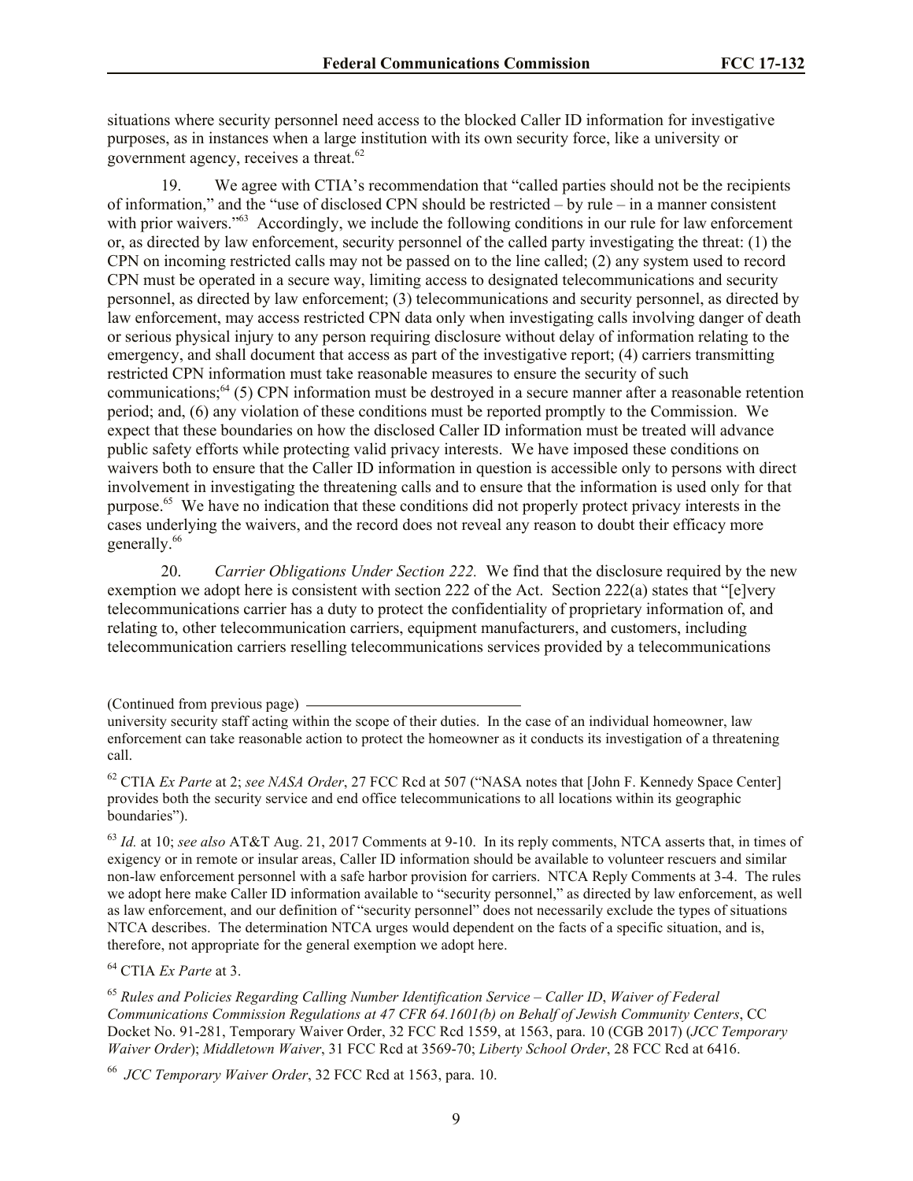situations where security personnel need access to the blocked Caller ID information for investigative purposes, as in instances when a large institution with its own security force, like a university or government agency, receives a threat.[62]

19. We agree with CTIA's recommendation that "called parties should not be the recipients of information," and the "use of disclosed CPN should be restricted – by rule – in a manner consistent with prior waivers."[63] Accordingly, we include the following conditions in our rule for law enforcement or, as directed by law enforcement, security personnel of the called party investigating the threat: (1) the CPN on incoming restricted calls may not be passed on to the line called; (2) any system used to record CPN must be operated in a secure way, limiting access to designated telecommunications and security personnel, as directed by law enforcement; (3) telecommunications and security personnel, as directed by law enforcement, may access restricted CPN data only when investigating calls involving danger of death or serious physical injury to any person requiring disclosure without delay of information relating to the emergency, and shall document that access as part of the investigative report; (4) carriers transmitting restricted CPN information must take reasonable measures to ensure the security of such communications;[64] (5) CPN information must be destroyed in a secure manner after a reasonable retention period; and, (6) any violation of these conditions must be reported promptly to the Commission. We expect that these boundaries on how the disclosed Caller ID information must be treated will advance public safety efforts while protecting valid privacy interests. We have imposed these conditions on waivers both to ensure that the Caller ID information in question is accessible only to persons with direct involvement in investigating the threatening calls and to ensure that the information is used only for that purpose.[65] We have no indication that these conditions did not properly protect privacy interests in the cases underlying the waivers, and the record does not reveal any reason to doubt their efficacy more generally.[66]

20. *Carrier Obligations Under Section 222.* We find that the disclosure required by the new exemption we adopt here is consistent with section 222 of the Act. Section 222(a) states that "[e]very telecommunications carrier has a duty to protect the confidentiality of proprietary information of, and relating to, other telecommunication carriers, equipment manufacturers, and customers, including telecommunication carriers reselling telecommunications services provided by a telecommunications

(Continued from previous page)

university security staff acting within the scope of their duties. In the case of an individual homeowner, law enforcement can take reasonable action to protect the homeowner as it conducts its investigation of a threatening call.

[62] CTIA *Ex Parte* at 2; *see NASA Order*, 27 FCC Rcd at 507 ("NASA notes that [John F. Kennedy Space Center] provides both the security service and end office telecommunications to all locations within its geographic boundaries").

[63] *Id.* at 10; *see also* AT&T Aug. 21, 2017 Comments at 9-10. In its reply comments, NTCA asserts that, in times of exigency or in remote or insular areas, Caller ID information should be available to volunteer rescuers and similar non-law enforcement personnel with a safe harbor provision for carriers. NTCA Reply Comments at 3-4. The rules we adopt here make Caller ID information available to "security personnel," as directed by law enforcement, as well as law enforcement, and our definition of "security personnel" does not necessarily exclude the types of situations NTCA describes. The determination NTCA urges would dependent on the facts of a specific situation, and is, therefore, not appropriate for the general exemption we adopt here.

[64] CTIA *Ex Parte* at 3.

[65] *Rules and Policies Regarding Calling Number Identification Service – Caller ID*, *Waiver of Federal Communications Commission Regulations at 47 CFR 64.1601(b) on Behalf of Jewish Community Centers*, CC Docket No. 91-281, Temporary Waiver Order, 32 FCC Rcd 1559, at 1563, para. 10 (CGB 2017) (*JCC Temporary Waiver Order*); *Middletown Waiver*, 31 FCC Rcd at 3569-70; *Liberty School Order*, 28 FCC Rcd at 6416.

[66] *JCC Temporary Waiver Order*, 32 FCC Rcd at 1563, para. 10.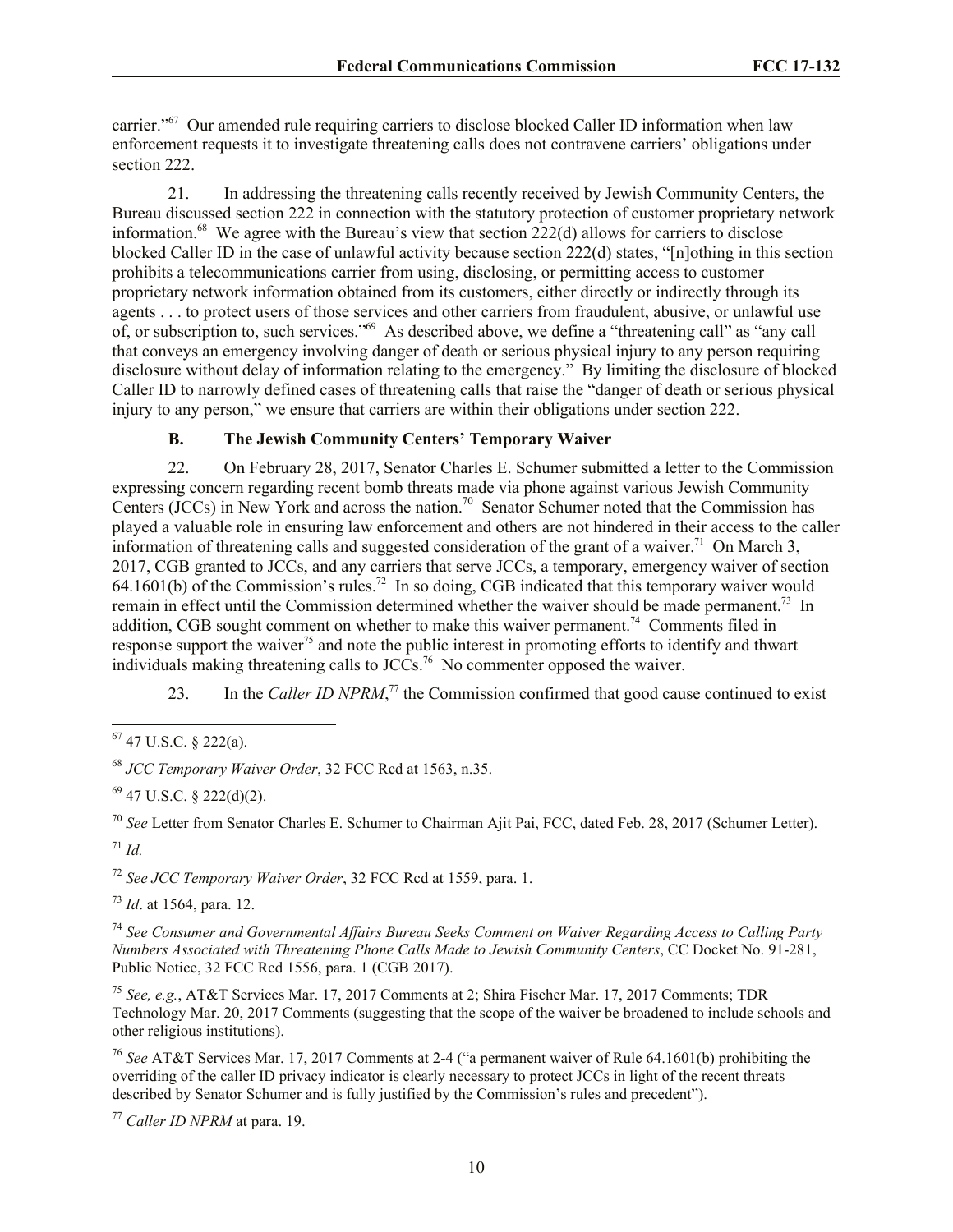carrier."[67] Our amended rule requiring carriers to disclose blocked Caller ID information when law enforcement requests it to investigate threatening calls does not contravene carriers' obligations under section 222.

21. In addressing the threatening calls recently received by Jewish Community Centers, the Bureau discussed section 222 in connection with the statutory protection of customer proprietary network information.[68] We agree with the Bureau's view that section 222(d) allows for carriers to disclose blocked Caller ID in the case of unlawful activity because section 222(d) states, "[n]othing in this section prohibits a telecommunications carrier from using, disclosing, or permitting access to customer proprietary network information obtained from its customers, either directly or indirectly through its agents . . . to protect users of those services and other carriers from fraudulent, abusive, or unlawful use of, or subscription to, such services."[69] As described above, we define a "threatening call" as "any call that conveys an emergency involving danger of death or serious physical injury to any person requiring disclosure without delay of information relating to the emergency." By limiting the disclosure of blocked Caller ID to narrowly defined cases of threatening calls that raise the "danger of death or serious physical injury to any person," we ensure that carriers are within their obligations under section 222.

### B. The Jewish Community Centers' Temporary Waiver

22. On February 28, 2017, Senator Charles E. Schumer submitted a letter to the Commission expressing concern regarding recent bomb threats made via phone against various Jewish Community Centers (JCCs) in New York and across the nation.[70] Senator Schumer noted that the Commission has played a valuable role in ensuring law enforcement and others are not hindered in their access to the caller information of threatening calls and suggested consideration of the grant of a waiver.[71] On March 3, 2017, CGB granted to JCCs, and any carriers that serve JCCs, a temporary, emergency waiver of section 64.1601(b) of the Commission's rules.[72] In so doing, CGB indicated that this temporary waiver would remain in effect until the Commission determined whether the waiver should be made permanent.[73] In addition, CGB sought comment on whether to make this waiver permanent.[74] Comments filed in response support the waiver[75] and note the public interest in promoting efforts to identify and thwart individuals making threatening calls to JCCs.[76] No commenter opposed the waiver.

23. In the *Caller ID NPRM*,[77] the Commission confirmed that good cause continued to exist

---

[67] 47 U.S.C. § 222(a).

[68] *JCC Temporary Waiver Order*, 32 FCC Rcd at 1563, n.35.

[69] 47 U.S.C. § 222(d)(2).

[70] *See* Letter from Senator Charles E. Schumer to Chairman Ajit Pai, FCC, dated Feb. 28, 2017 (Schumer Letter).

[71] *Id.*

[72] *See JCC Temporary Waiver Order*, 32 FCC Rcd at 1559, para. 1.

[73] *Id*. at 1564, para. 12.

[74] *See Consumer and Governmental Affairs Bureau Seeks Comment on Waiver Regarding Access to Calling Party Numbers Associated with Threatening Phone Calls Made to Jewish Community Centers*, CC Docket No. 91-281, Public Notice, 32 FCC Rcd 1556, para. 1 (CGB 2017).

[75] *See, e.g.*, AT&T Services Mar. 17, 2017 Comments at 2; Shira Fischer Mar. 17, 2017 Comments; TDR Technology Mar. 20, 2017 Comments (suggesting that the scope of the waiver be broadened to include schools and other religious institutions).

[76] *See* AT&T Services Mar. 17, 2017 Comments at 2-4 ("a permanent waiver of Rule 64.1601(b) prohibiting the overriding of the caller ID privacy indicator is clearly necessary to protect JCCs in light of the recent threats described by Senator Schumer and is fully justified by the Commission's rules and precedent").

[77] *Caller ID NPRM* at para. 19.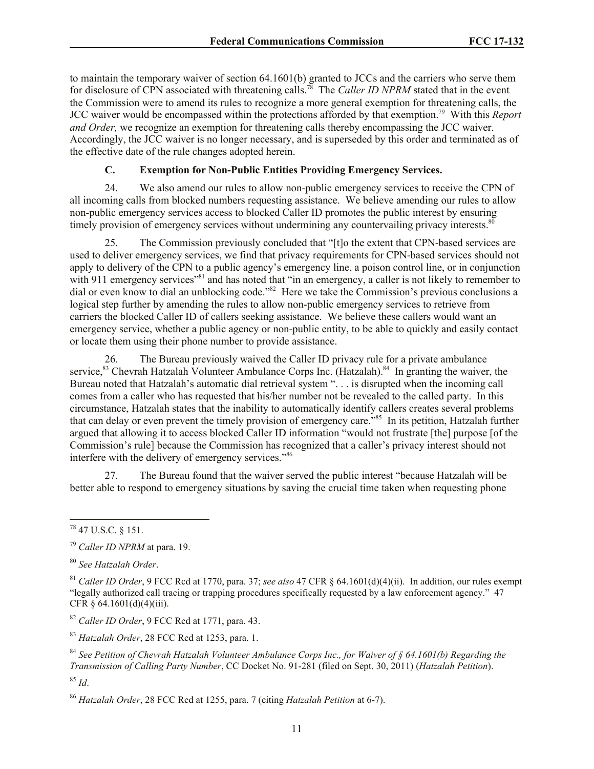to maintain the temporary waiver of section 64.1601(b) granted to JCCs and the carriers who serve them for disclosure of CPN associated with threatening calls.[78] The *Caller ID NPRM* stated that in the event the Commission were to amend its rules to recognize a more general exemption for threatening calls, the JCC waiver would be encompassed within the protections afforded by that exemption.[79] With this *Report and Order,* we recognize an exemption for threatening calls thereby encompassing the JCC waiver. Accordingly, the JCC waiver is no longer necessary, and is superseded by this order and terminated as of the effective date of the rule changes adopted herein.

### C. Exemption for Non-Public Entities Providing Emergency Services.

24. We also amend our rules to allow non-public emergency services to receive the CPN of all incoming calls from blocked numbers requesting assistance. We believe amending our rules to allow non-public emergency services access to blocked Caller ID promotes the public interest by ensuring timely provision of emergency services without undermining any countervailing privacy interests.[80]

25. The Commission previously concluded that "[t]o the extent that CPN-based services are used to deliver emergency services, we find that privacy requirements for CPN-based services should not apply to delivery of the CPN to a public agency's emergency line, a poison control line, or in conjunction with 911 emergency services"[81] and has noted that "in an emergency, a caller is not likely to remember to dial or even know to dial an unblocking code."[82] Here we take the Commission's previous conclusions a logical step further by amending the rules to allow non-public emergency services to retrieve from carriers the blocked Caller ID of callers seeking assistance. We believe these callers would want an emergency service, whether a public agency or non-public entity, to be able to quickly and easily contact or locate them using their phone number to provide assistance.

26. The Bureau previously waived the Caller ID privacy rule for a private ambulance service,[83] Chevrah Hatzalah Volunteer Ambulance Corps Inc. (Hatzalah).[84] In granting the waiver, the Bureau noted that Hatzalah's automatic dial retrieval system ". . . is disrupted when the incoming call comes from a caller who has requested that his/her number not be revealed to the called party. In this circumstance, Hatzalah states that the inability to automatically identify callers creates several problems that can delay or even prevent the timely provision of emergency care."[85] In its petition, Hatzalah further argued that allowing it to access blocked Caller ID information "would not frustrate [the] purpose [of the Commission's rule] because the Commission has recognized that a caller's privacy interest should not interfere with the delivery of emergency services."[86]

27. The Bureau found that the waiver served the public interest "because Hatzalah will be better able to respond to emergency situations by saving the crucial time taken when requesting phone

---

[78] 47 U.S.C. § 151.

[79] *Caller ID NPRM* at para. 19.

[80] *See Hatzalah Order*.

[81] *Caller ID Order*, 9 FCC Rcd at 1770, para. 37; *see also* 47 CFR § 64.1601(d)(4)(ii). In addition, our rules exempt "legally authorized call tracing or trapping procedures specifically requested by a law enforcement agency." 47 CFR § 64.1601(d)(4)(iii).

[82] *Caller ID Order*, 9 FCC Rcd at 1771, para. 43.

[83] *Hatzalah Order*, 28 FCC Rcd at 1253, para. 1.

[84] *See Petition of Chevrah Hatzalah Volunteer Ambulance Corps Inc., for Waiver of § 64.1601(b) Regarding the Transmission of Calling Party Number*, CC Docket No. 91-281 (filed on Sept. 30, 2011) (*Hatzalah Petition*).

[85] *Id*.

[86] *Hatzalah Order*, 28 FCC Rcd at 1255, para. 7 (citing *Hatzalah Petition* at 6-7).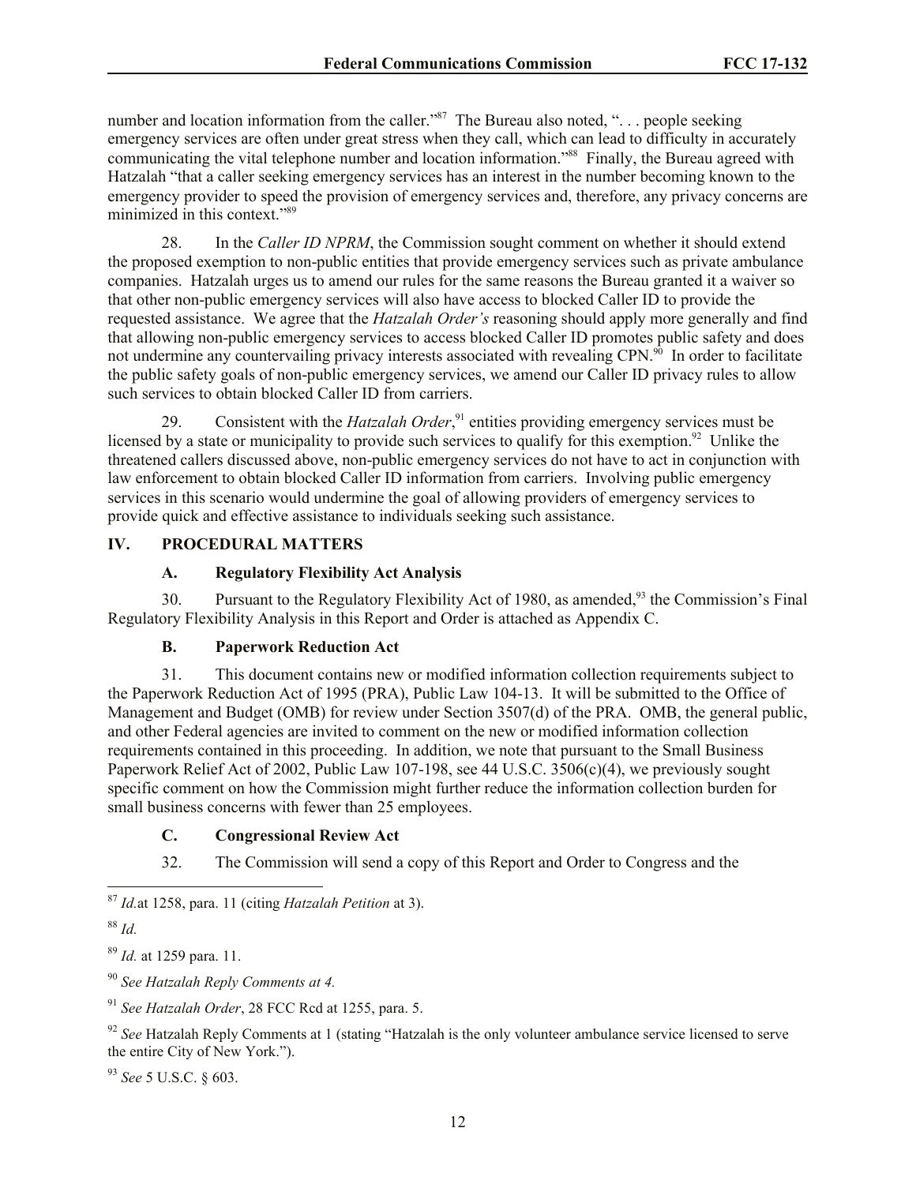number and location information from the caller."[87] The Bureau also noted, ". . . people seeking emergency services are often under great stress when they call, which can lead to difficulty in accurately communicating the vital telephone number and location information."[88] Finally, the Bureau agreed with Hatzalah "that a caller seeking emergency services has an interest in the number becoming known to the emergency provider to speed the provision of emergency services and, therefore, any privacy concerns are minimized in this context."[89]

28. In the *Caller ID NPRM*, the Commission sought comment on whether it should extend the proposed exemption to non-public entities that provide emergency services such as private ambulance companies. Hatzalah urges us to amend our rules for the same reasons the Bureau granted it a waiver so that other non-public emergency services will also have access to blocked Caller ID to provide the requested assistance. We agree that the *Hatzalah Order's* reasoning should apply more generally and find that allowing non-public emergency services to access blocked Caller ID promotes public safety and does not undermine any countervailing privacy interests associated with revealing CPN.[90] In order to facilitate the public safety goals of non-public emergency services, we amend our Caller ID privacy rules to allow such services to obtain blocked Caller ID from carriers.

29. Consistent with the *Hatzalah Order*,[91] entities providing emergency services must be licensed by a state or municipality to provide such services to qualify for this exemption.[92] Unlike the threatened callers discussed above, non-public emergency services do not have to act in conjunction with law enforcement to obtain blocked Caller ID information from carriers. Involving public emergency services in this scenario would undermine the goal of allowing providers of emergency services to provide quick and effective assistance to individuals seeking such assistance.

## IV. PROCEDURAL MATTERS

### A. Regulatory Flexibility Act Analysis

30. Pursuant to the Regulatory Flexibility Act of 1980, as amended,[93] the Commission's Final Regulatory Flexibility Analysis in this Report and Order is attached as Appendix C.

### B. Paperwork Reduction Act

31. This document contains new or modified information collection requirements subject to the Paperwork Reduction Act of 1995 (PRA), Public Law 104-13. It will be submitted to the Office of Management and Budget (OMB) for review under Section 3507(d) of the PRA. OMB, the general public, and other Federal agencies are invited to comment on the new or modified information collection requirements contained in this proceeding. In addition, we note that pursuant to the Small Business Paperwork Relief Act of 2002, Public Law 107-198, see 44 U.S.C. 3506(c)(4), we previously sought specific comment on how the Commission might further reduce the information collection burden for small business concerns with fewer than 25 employees.

### C. Congressional Review Act

32. The Commission will send a copy of this Report and Order to Congress and the

---

[87] *Id.*at 1258, para. 11 (citing *Hatzalah Petition* at 3).

[88] *Id.*

[89] *Id.* at 1259 para. 11.

[90] *See Hatzalah Reply Comments at 4.*

[91] *See Hatzalah Order*, 28 FCC Rcd at 1255, para. 5.

[92] *See* Hatzalah Reply Comments at 1 (stating "Hatzalah is the only volunteer ambulance service licensed to serve the entire City of New York.").

[93] *See* 5 U.S.C. § 603.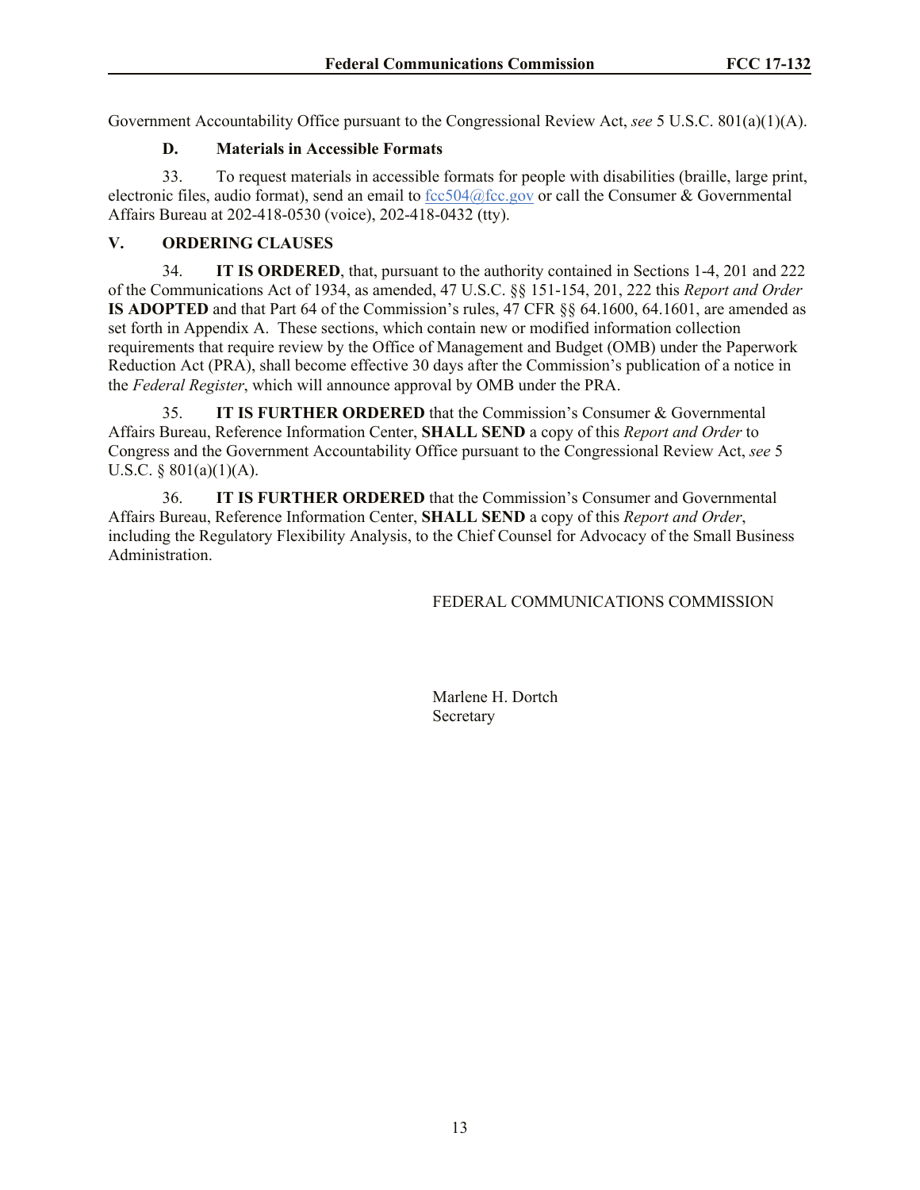Government Accountability Office pursuant to the Congressional Review Act, *see* 5 U.S.C. 801(a)(1)(A).

### D. Materials in Accessible Formats

33. To request materials in accessible formats for people with disabilities (braille, large print, electronic files, audio format), send an email to fcc504@fcc.gov or call the Consumer & Governmental Affairs Bureau at 202-418-0530 (voice), 202-418-0432 (tty).

## V. ORDERING CLAUSES

34. **IT IS ORDERED**, that, pursuant to the authority contained in Sections 1-4, 201 and 222 of the Communications Act of 1934, as amended, 47 U.S.C. §§ 151-154, 201, 222 this *Report and Order* **IS ADOPTED** and that Part 64 of the Commission's rules, 47 CFR §§ 64.1600, 64.1601, are amended as set forth in Appendix A. These sections, which contain new or modified information collection requirements that require review by the Office of Management and Budget (OMB) under the Paperwork Reduction Act (PRA), shall become effective 30 days after the Commission's publication of a notice in the *Federal Register*, which will announce approval by OMB under the PRA.

35. **IT IS FURTHER ORDERED** that the Commission's Consumer & Governmental Affairs Bureau, Reference Information Center, **SHALL SEND** a copy of this *Report and Order* to Congress and the Government Accountability Office pursuant to the Congressional Review Act, *see* 5 U.S.C. § 801(a)(1)(A).

36. **IT IS FURTHER ORDERED** that the Commission's Consumer and Governmental Affairs Bureau, Reference Information Center, **SHALL SEND** a copy of this *Report and Order*, including the Regulatory Flexibility Analysis, to the Chief Counsel for Advocacy of the Small Business Administration.

FEDERAL COMMUNICATIONS COMMISSION

Marlene H. Dortch
Secretary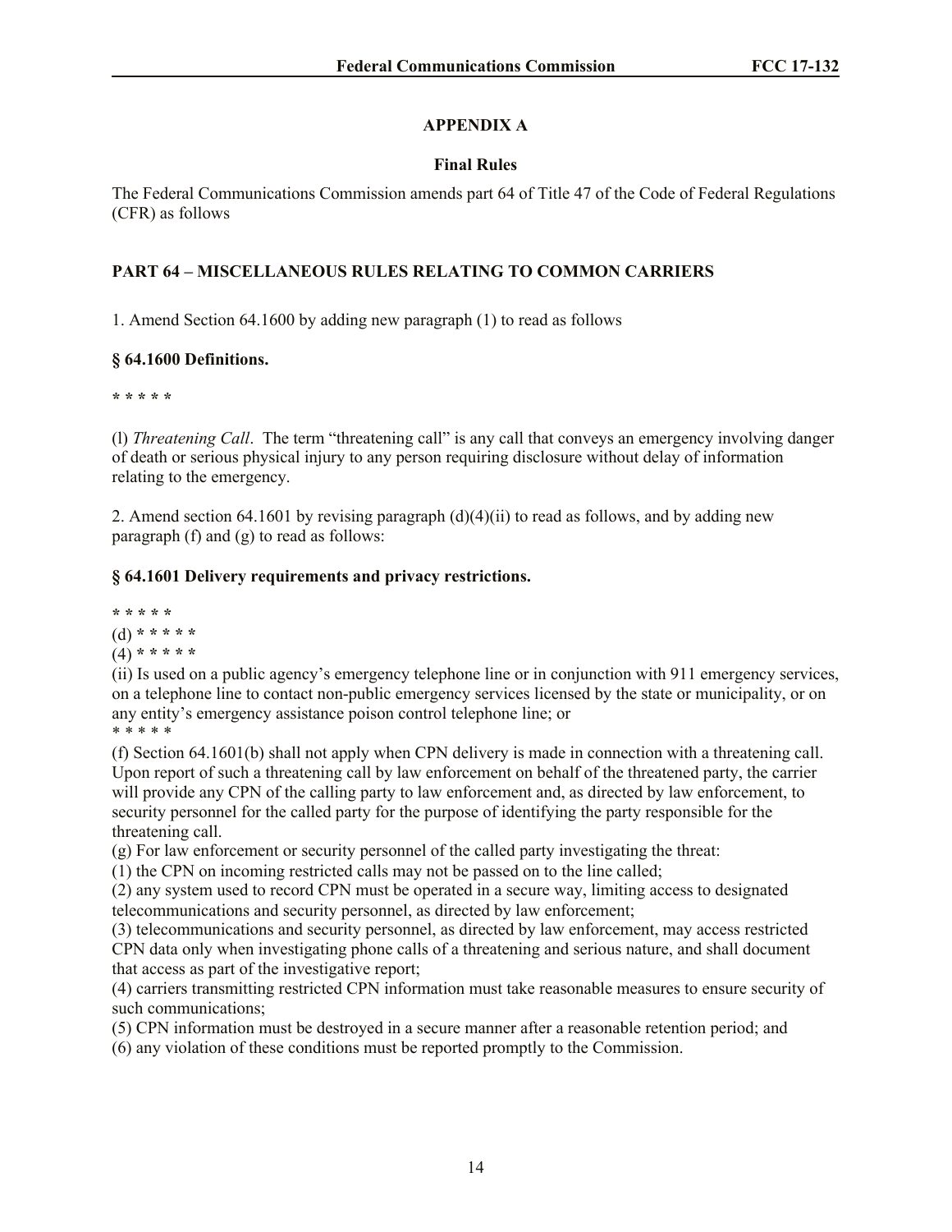## APPENDIX A

### Final Rules

The Federal Communications Commission amends part 64 of Title 47 of the Code of Federal Regulations (CFR) as follows

**PART 64 – MISCELLANEOUS RULES RELATING TO COMMON CARRIERS**

1. Amend Section 64.1600 by adding new paragraph (1) to read as follows

**§ 64.1600 Definitions.**

**\* \* \* \* \***

(l) *Threatening Call*. The term "threatening call" is any call that conveys an emergency involving danger of death or serious physical injury to any person requiring disclosure without delay of information relating to the emergency.

2. Amend section 64.1601 by revising paragraph (d)(4)(ii) to read as follows, and by adding new paragraph (f) and (g) to read as follows:

**§ 64.1601 Delivery requirements and privacy restrictions.**

**\* \* \* \* \***

(d) **\* \* \* \* \***

(4) **\* \* \* \* \***

(ii) Is used on a public agency's emergency telephone line or in conjunction with 911 emergency services, on a telephone line to contact non-public emergency services licensed by the state or municipality, or on any entity's emergency assistance poison control telephone line; or

\* \* \* \* \*

(f) Section 64.1601(b) shall not apply when CPN delivery is made in connection with a threatening call. Upon report of such a threatening call by law enforcement on behalf of the threatened party, the carrier will provide any CPN of the calling party to law enforcement and, as directed by law enforcement, to security personnel for the called party for the purpose of identifying the party responsible for the threatening call.

(g) For law enforcement or security personnel of the called party investigating the threat:

(1) the CPN on incoming restricted calls may not be passed on to the line called;

(2) any system used to record CPN must be operated in a secure way, limiting access to designated telecommunications and security personnel, as directed by law enforcement;

(3) telecommunications and security personnel, as directed by law enforcement, may access restricted CPN data only when investigating phone calls of a threatening and serious nature, and shall document that access as part of the investigative report;

(4) carriers transmitting restricted CPN information must take reasonable measures to ensure security of such communications;

(5) CPN information must be destroyed in a secure manner after a reasonable retention period; and

(6) any violation of these conditions must be reported promptly to the Commission.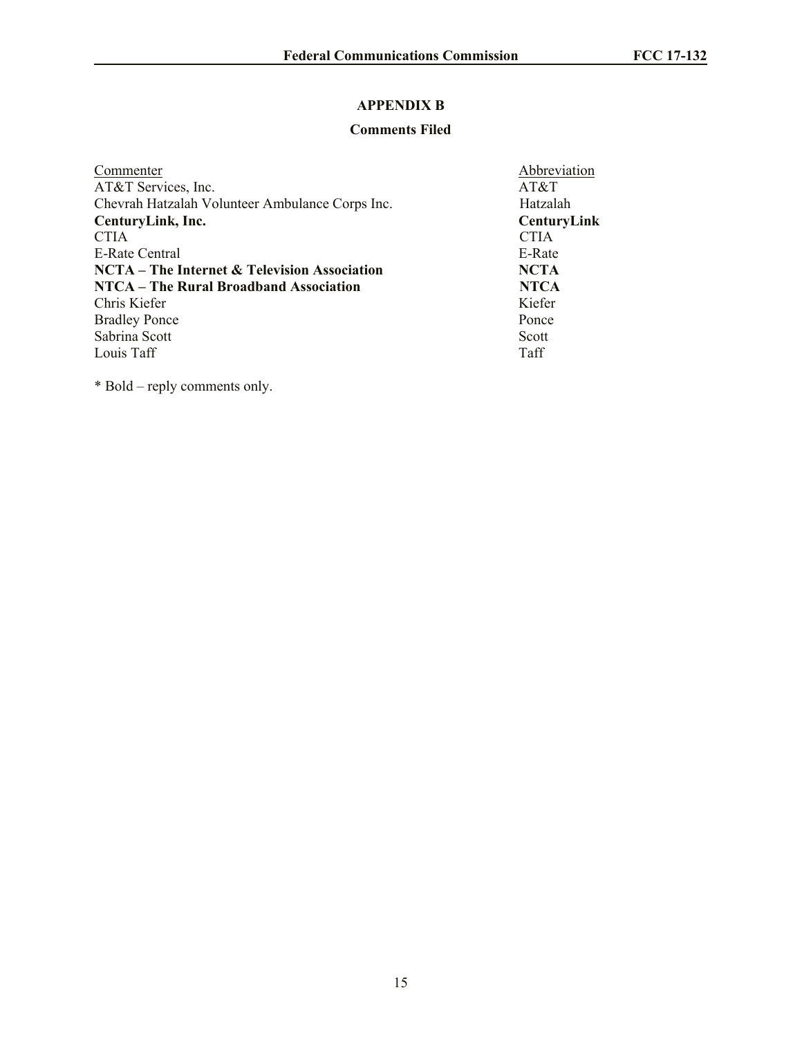## APPENDIX B

### Comments Filed

| Commenter | Abbreviation |
|---|---|
| AT&T Services, Inc. | AT&T |
| Chevrah Hatzalah Volunteer Ambulance Corps Inc. | Hatzalah |
| **CenturyLink, Inc.** | **CenturyLink** |
| CTIA | CTIA |
| E-Rate Central | E-Rate |
| **NCTA – The Internet & Television Association** | **NCTA** |
| **NTCA – The Rural Broadband Association** | **NTCA** |
| Chris Kiefer | Kiefer |
| Bradley Ponce | Ponce |
| Sabrina Scott | Scott |
| Louis Taff | Taff |

* Bold – reply comments only.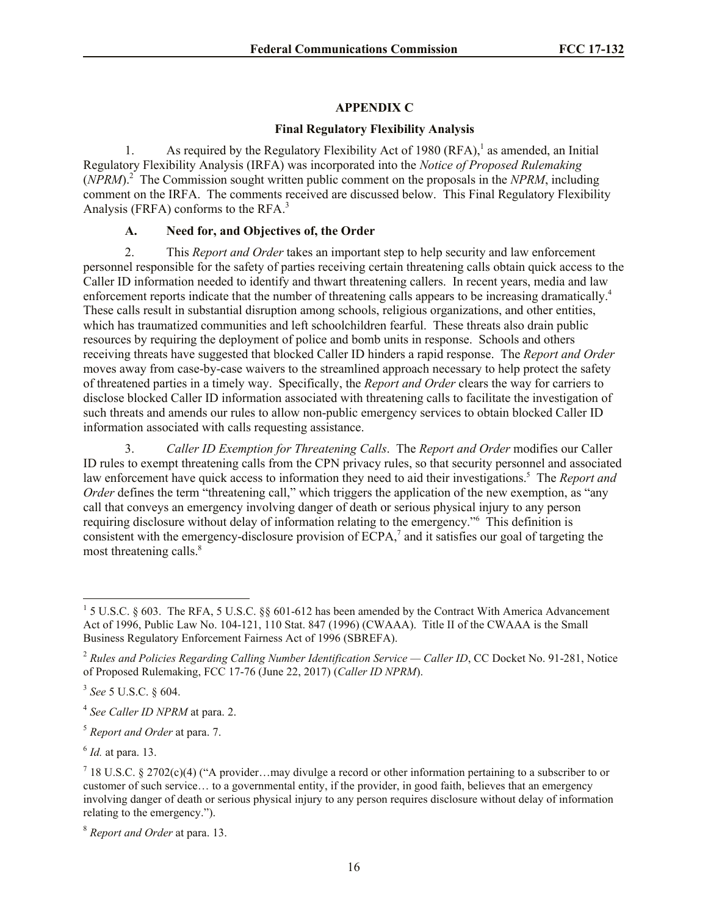## APPENDIX C

### Final Regulatory Flexibility Analysis

1. As required by the Regulatory Flexibility Act of 1980 (RFA),[1] as amended, an Initial Regulatory Flexibility Analysis (IRFA) was incorporated into the *Notice of Proposed Rulemaking* (*NPRM*).[2] The Commission sought written public comment on the proposals in the *NPRM*, including comment on the IRFA. The comments received are discussed below. This Final Regulatory Flexibility Analysis (FRFA) conforms to the RFA.[3]

#### A. Need for, and Objectives of, the Order

2. This *Report and Order* takes an important step to help security and law enforcement personnel responsible for the safety of parties receiving certain threatening calls obtain quick access to the Caller ID information needed to identify and thwart threatening callers. In recent years, media and law enforcement reports indicate that the number of threatening calls appears to be increasing dramatically.[4] These calls result in substantial disruption among schools, religious organizations, and other entities, which has traumatized communities and left schoolchildren fearful. These threats also drain public resources by requiring the deployment of police and bomb units in response. Schools and others receiving threats have suggested that blocked Caller ID hinders a rapid response. The *Report and Order* moves away from case-by-case waivers to the streamlined approach necessary to help protect the safety of threatened parties in a timely way. Specifically, the *Report and Order* clears the way for carriers to disclose blocked Caller ID information associated with threatening calls to facilitate the investigation of such threats and amends our rules to allow non-public emergency services to obtain blocked Caller ID information associated with calls requesting assistance.

3. *Caller ID Exemption for Threatening Calls*. The *Report and Order* modifies our Caller ID rules to exempt threatening calls from the CPN privacy rules, so that security personnel and associated law enforcement have quick access to information they need to aid their investigations.[5] The *Report and Order* defines the term "threatening call," which triggers the application of the new exemption, as "any call that conveys an emergency involving danger of death or serious physical injury to any person requiring disclosure without delay of information relating to the emergency."[6] This definition is consistent with the emergency-disclosure provision of ECPA,[7] and it satisfies our goal of targeting the most threatening calls.[8]

---

[1] 5 U.S.C. § 603. The RFA, 5 U.S.C. §§ 601-612 has been amended by the Contract With America Advancement Act of 1996, Public Law No. 104-121, 110 Stat. 847 (1996) (CWAAA). Title II of the CWAAA is the Small Business Regulatory Enforcement Fairness Act of 1996 (SBREFA).

[2] *Rules and Policies Regarding Calling Number Identification Service — Caller ID*, CC Docket No. 91-281, Notice of Proposed Rulemaking, FCC 17-76 (June 22, 2017) (*Caller ID NPRM*).

[3] *See* 5 U.S.C. § 604.

[4] *See Caller ID NPRM* at para. 2.

[5] *Report and Order* at para. 7.

[6] *Id.* at para. 13.

[7] 18 U.S.C. § 2702(c)(4) ("A provider…may divulge a record or other information pertaining to a subscriber to or customer of such service… to a governmental entity, if the provider, in good faith, believes that an emergency involving danger of death or serious physical injury to any person requires disclosure without delay of information relating to the emergency.").

[8] *Report and Order* at para. 13.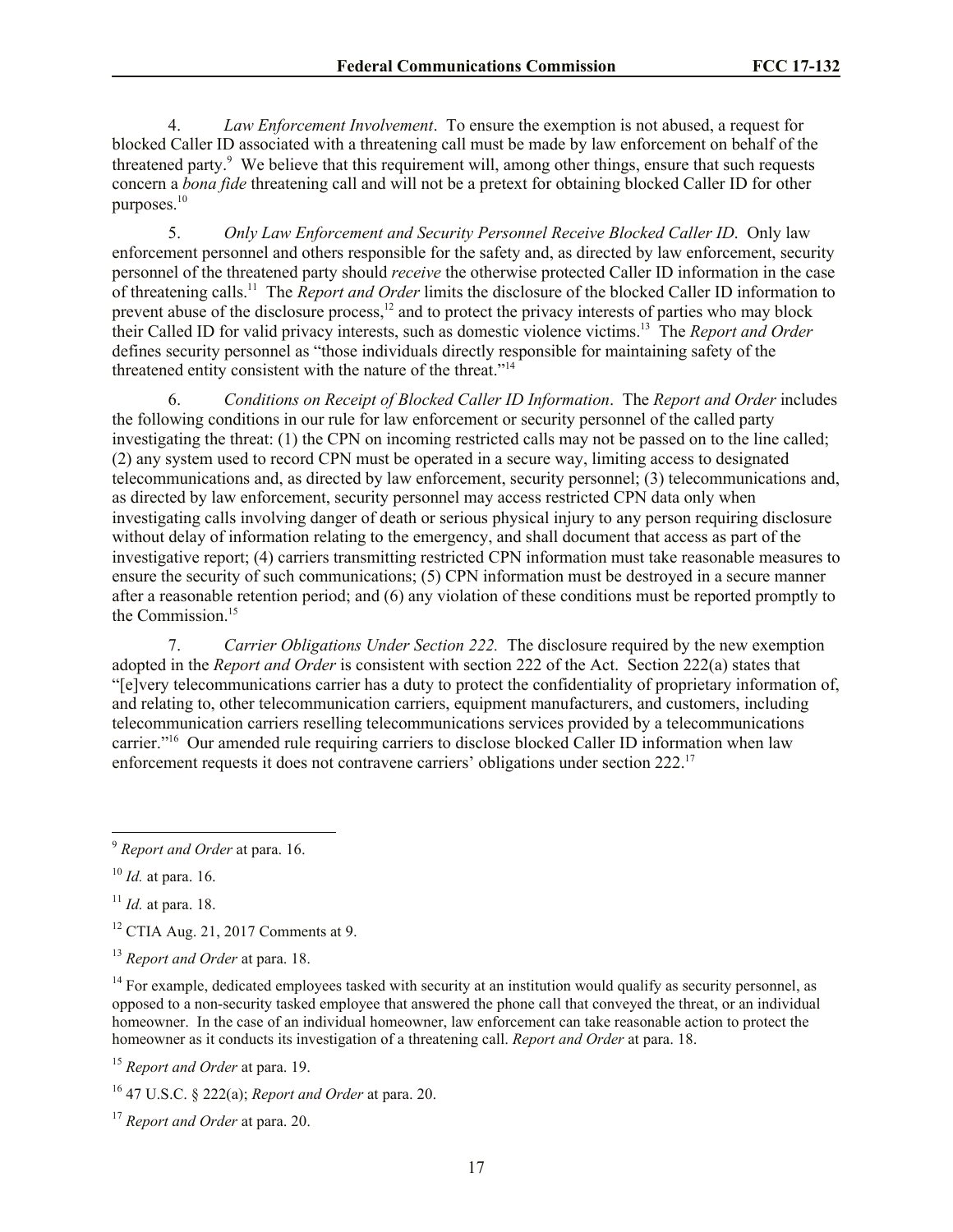4. *Law Enforcement Involvement*. To ensure the exemption is not abused, a request for blocked Caller ID associated with a threatening call must be made by law enforcement on behalf of the threatened party.[9] We believe that this requirement will, among other things, ensure that such requests concern a *bona fide* threatening call and will not be a pretext for obtaining blocked Caller ID for other purposes.[10]

5. *Only Law Enforcement and Security Personnel Receive Blocked Caller ID*. Only law enforcement personnel and others responsible for the safety and, as directed by law enforcement, security personnel of the threatened party should *receive* the otherwise protected Caller ID information in the case of threatening calls.[11] The *Report and Order* limits the disclosure of the blocked Caller ID information to prevent abuse of the disclosure process,[12] and to protect the privacy interests of parties who may block their Called ID for valid privacy interests, such as domestic violence victims.[13] The *Report and Order* defines security personnel as "those individuals directly responsible for maintaining safety of the threatened entity consistent with the nature of the threat."[14]

6. *Conditions on Receipt of Blocked Caller ID Information*. The *Report and Order* includes the following conditions in our rule for law enforcement or security personnel of the called party investigating the threat: (1) the CPN on incoming restricted calls may not be passed on to the line called; (2) any system used to record CPN must be operated in a secure way, limiting access to designated telecommunications and, as directed by law enforcement, security personnel; (3) telecommunications and, as directed by law enforcement, security personnel may access restricted CPN data only when investigating calls involving danger of death or serious physical injury to any person requiring disclosure without delay of information relating to the emergency, and shall document that access as part of the investigative report; (4) carriers transmitting restricted CPN information must take reasonable measures to ensure the security of such communications; (5) CPN information must be destroyed in a secure manner after a reasonable retention period; and (6) any violation of these conditions must be reported promptly to the Commission.[15]

7. *Carrier Obligations Under Section 222.* The disclosure required by the new exemption adopted in the *Report and Order* is consistent with section 222 of the Act. Section 222(a) states that "[e]very telecommunications carrier has a duty to protect the confidentiality of proprietary information of, and relating to, other telecommunication carriers, equipment manufacturers, and customers, including telecommunication carriers reselling telecommunications services provided by a telecommunications carrier."[16] Our amended rule requiring carriers to disclose blocked Caller ID information when law enforcement requests it does not contravene carriers' obligations under section 222.[17]

---

[9] *Report and Order* at para. 16.

[10] *Id.* at para. 16.

[11] *Id.* at para. 18.

[12] CTIA Aug. 21, 2017 Comments at 9.

[13] *Report and Order* at para. 18.

[14] For example, dedicated employees tasked with security at an institution would qualify as security personnel, as opposed to a non-security tasked employee that answered the phone call that conveyed the threat, or an individual homeowner. In the case of an individual homeowner, law enforcement can take reasonable action to protect the homeowner as it conducts its investigation of a threatening call. *Report and Order* at para. 18.

[15] *Report and Order* at para. 19.

[16] 47 U.S.C. § 222(a); *Report and Order* at para. 20.

[17] *Report and Order* at para. 20.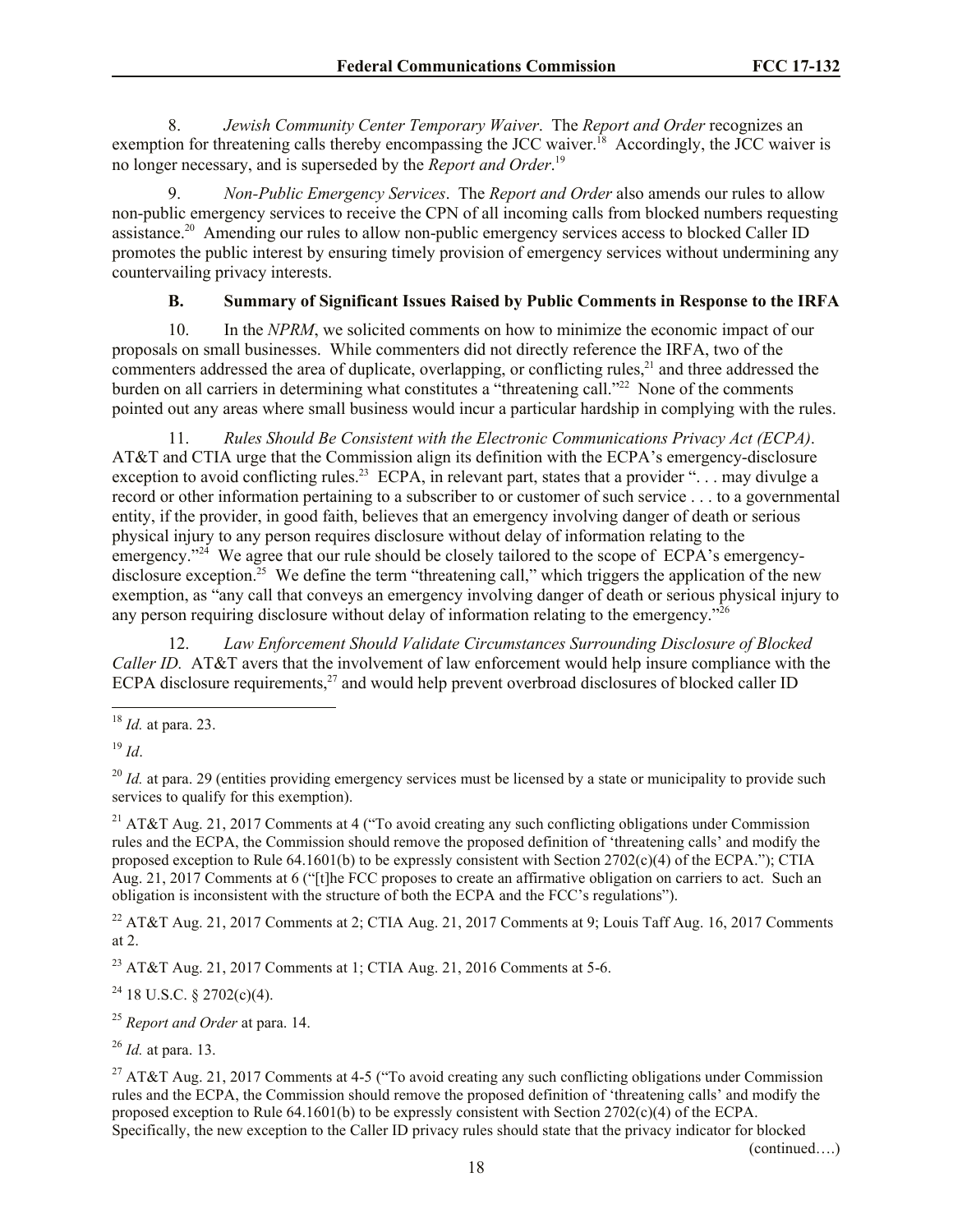8. *Jewish Community Center Temporary Waiver*. The *Report and Order* recognizes an exemption for threatening calls thereby encompassing the JCC waiver.[18] Accordingly, the JCC waiver is no longer necessary, and is superseded by the *Report and Order*.[19]

9. *Non-Public Emergency Services*. The *Report and Order* also amends our rules to allow non-public emergency services to receive the CPN of all incoming calls from blocked numbers requesting assistance.[20] Amending our rules to allow non-public emergency services access to blocked Caller ID promotes the public interest by ensuring timely provision of emergency services without undermining any countervailing privacy interests.

### B. Summary of Significant Issues Raised by Public Comments in Response to the IRFA

10. In the *NPRM*, we solicited comments on how to minimize the economic impact of our proposals on small businesses. While commenters did not directly reference the IRFA, two of the commenters addressed the area of duplicate, overlapping, or conflicting rules,[21] and three addressed the burden on all carriers in determining what constitutes a "threatening call."[22] None of the comments pointed out any areas where small business would incur a particular hardship in complying with the rules.

11. *Rules Should Be Consistent with the Electronic Communications Privacy Act (ECPA)*. AT&T and CTIA urge that the Commission align its definition with the ECPA's emergency-disclosure exception to avoid conflicting rules.[23] ECPA, in relevant part, states that a provider ". . . may divulge a record or other information pertaining to a subscriber to or customer of such service . . . to a governmental entity, if the provider, in good faith, believes that an emergency involving danger of death or serious physical injury to any person requires disclosure without delay of information relating to the emergency."[24] We agree that our rule should be closely tailored to the scope of ECPA's emergency-disclosure exception.[25] We define the term "threatening call," which triggers the application of the new exemption, as "any call that conveys an emergency involving danger of death or serious physical injury to any person requiring disclosure without delay of information relating to the emergency."[26]

12. *Law Enforcement Should Validate Circumstances Surrounding Disclosure of Blocked Caller ID.* AT&T avers that the involvement of law enforcement would help insure compliance with the ECPA disclosure requirements,[27] and would help prevent overbroad disclosures of blocked caller ID

---

[18] *Id.* at para. 23.

[19] *Id*.

[20] *Id.* at para. 29 (entities providing emergency services must be licensed by a state or municipality to provide such services to qualify for this exemption).

[21] AT&T Aug. 21, 2017 Comments at 4 ("To avoid creating any such conflicting obligations under Commission rules and the ECPA, the Commission should remove the proposed definition of 'threatening calls' and modify the proposed exception to Rule 64.1601(b) to be expressly consistent with Section 2702(c)(4) of the ECPA."); CTIA Aug. 21, 2017 Comments at 6 ("[t]he FCC proposes to create an affirmative obligation on carriers to act. Such an obligation is inconsistent with the structure of both the ECPA and the FCC's regulations").

[22] AT&T Aug. 21, 2017 Comments at 2; CTIA Aug. 21, 2017 Comments at 9; Louis Taff Aug. 16, 2017 Comments at 2.

[23] AT&T Aug. 21, 2017 Comments at 1; CTIA Aug. 21, 2016 Comments at 5-6.

[24] 18 U.S.C. § 2702(c)(4).

[25] *Report and Order* at para. 14.

[26] *Id.* at para. 13.

[27] AT&T Aug. 21, 2017 Comments at 4-5 ("To avoid creating any such conflicting obligations under Commission rules and the ECPA, the Commission should remove the proposed definition of 'threatening calls' and modify the proposed exception to Rule 64.1601(b) to be expressly consistent with Section 2702(c)(4) of the ECPA. Specifically, the new exception to the Caller ID privacy rules should state that the privacy indicator for blocked

(continued….)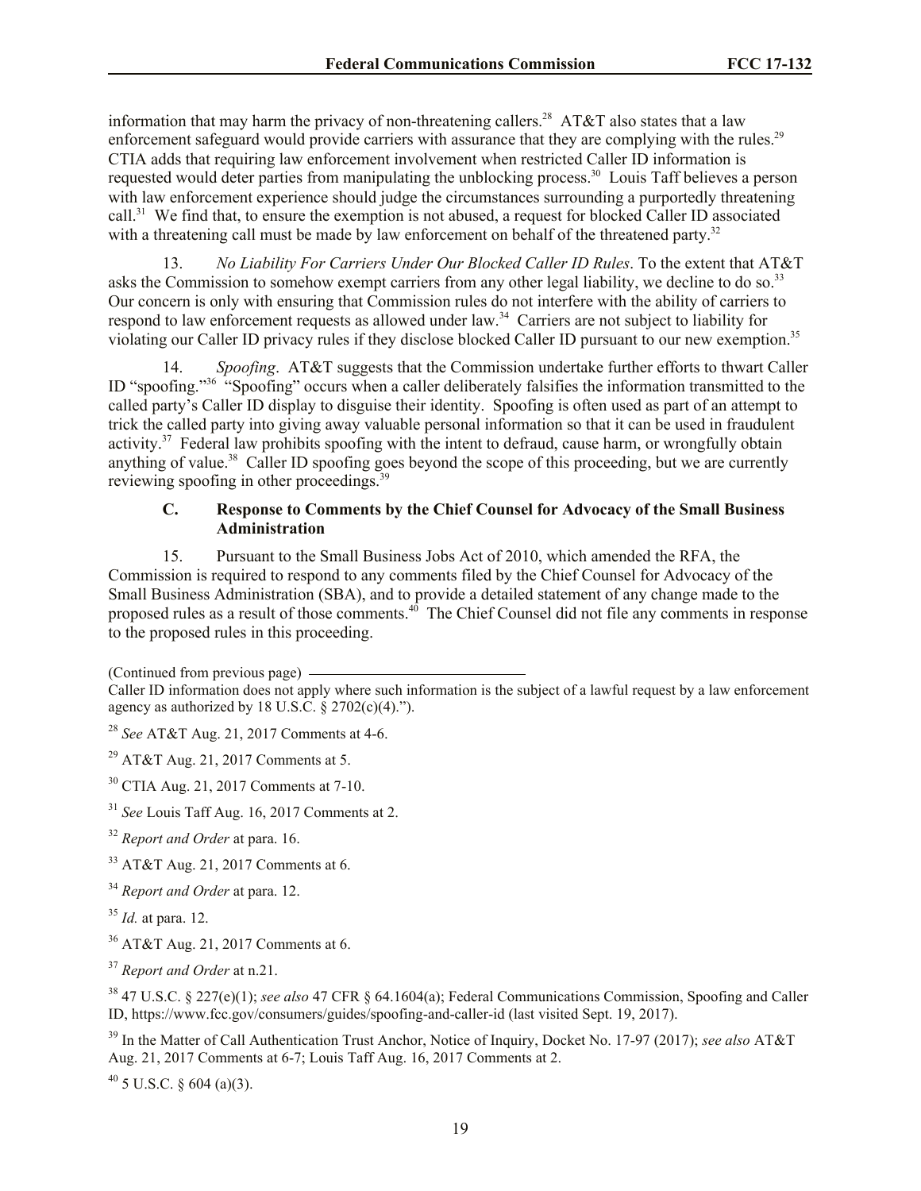information that may harm the privacy of non-threatening callers.[28] AT&T also states that a law enforcement safeguard would provide carriers with assurance that they are complying with the rules.[29] CTIA adds that requiring law enforcement involvement when restricted Caller ID information is requested would deter parties from manipulating the unblocking process.[30] Louis Taff believes a person with law enforcement experience should judge the circumstances surrounding a purportedly threatening call.[31] We find that, to ensure the exemption is not abused, a request for blocked Caller ID associated with a threatening call must be made by law enforcement on behalf of the threatened party.[32]

13. *No Liability For Carriers Under Our Blocked Caller ID Rules*. To the extent that AT&T asks the Commission to somehow exempt carriers from any other legal liability, we decline to do so.[33] Our concern is only with ensuring that Commission rules do not interfere with the ability of carriers to respond to law enforcement requests as allowed under law.[34] Carriers are not subject to liability for violating our Caller ID privacy rules if they disclose blocked Caller ID pursuant to our new exemption.[35]

14. *Spoofing*. AT&T suggests that the Commission undertake further efforts to thwart Caller ID "spoofing."[36] "Spoofing" occurs when a caller deliberately falsifies the information transmitted to the called party's Caller ID display to disguise their identity. Spoofing is often used as part of an attempt to trick the called party into giving away valuable personal information so that it can be used in fraudulent activity.[37] Federal law prohibits spoofing with the intent to defraud, cause harm, or wrongfully obtain anything of value.[38] Caller ID spoofing goes beyond the scope of this proceeding, but we are currently reviewing spoofing in other proceedings.[39]

### C. Response to Comments by the Chief Counsel for Advocacy of the Small Business Administration

15. Pursuant to the Small Business Jobs Act of 2010, which amended the RFA, the Commission is required to respond to any comments filed by the Chief Counsel for Advocacy of the Small Business Administration (SBA), and to provide a detailed statement of any change made to the proposed rules as a result of those comments.[40] The Chief Counsel did not file any comments in response to the proposed rules in this proceeding.

(Continued from previous page)
Caller ID information does not apply where such information is the subject of a lawful request by a law enforcement agency as authorized by 18 U.S.C. § 2702(c)(4).").

[28] *See* AT&T Aug. 21, 2017 Comments at 4-6.

[29] AT&T Aug. 21, 2017 Comments at 5.

[30] CTIA Aug. 21, 2017 Comments at 7-10.

[31] *See* Louis Taff Aug. 16, 2017 Comments at 2.

[32] *Report and Order* at para. 16.

[33] AT&T Aug. 21, 2017 Comments at 6.

[34] *Report and Order* at para. 12.

[35] *Id.* at para. 12.

[36] AT&T Aug. 21, 2017 Comments at 6.

[37] *Report and Order* at n.21.

[38] 47 U.S.C. § 227(e)(1); *see also* 47 CFR § 64.1604(a); Federal Communications Commission, Spoofing and Caller ID, https://www.fcc.gov/consumers/guides/spoofing-and-caller-id (last visited Sept. 19, 2017).

[39] In the Matter of Call Authentication Trust Anchor, Notice of Inquiry, Docket No. 17-97 (2017); *see also* AT&T Aug. 21, 2017 Comments at 6-7; Louis Taff Aug. 16, 2017 Comments at 2.

[40] 5 U.S.C. § 604 (a)(3).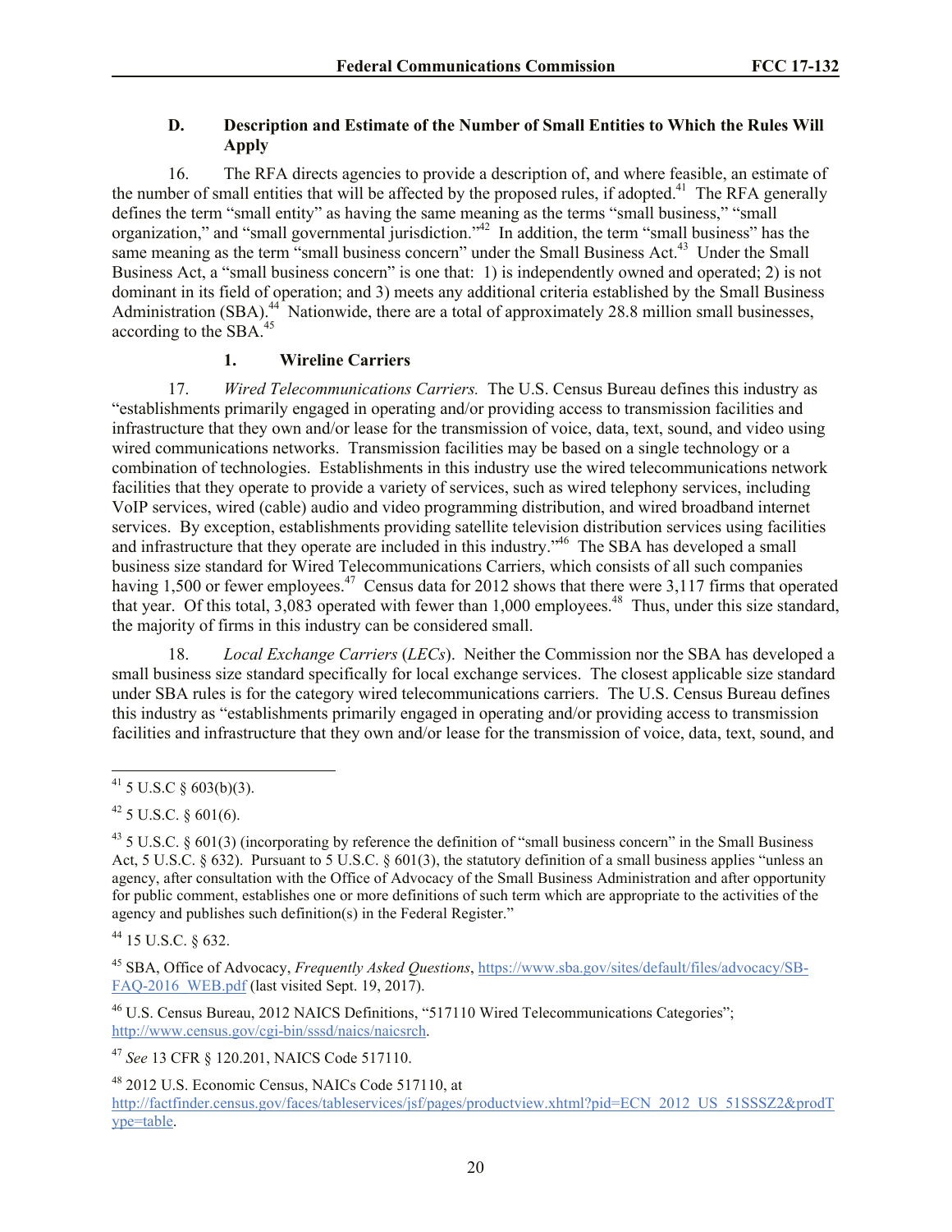### D. Description and Estimate of the Number of Small Entities to Which the Rules Will Apply

16. The RFA directs agencies to provide a description of, and where feasible, an estimate of the number of small entities that will be affected by the proposed rules, if adopted.[41] The RFA generally defines the term "small entity" as having the same meaning as the terms "small business," "small organization," and "small governmental jurisdiction."[42] In addition, the term "small business" has the same meaning as the term "small business concern" under the Small Business Act.[43] Under the Small Business Act, a "small business concern" is one that: 1) is independently owned and operated; 2) is not dominant in its field of operation; and 3) meets any additional criteria established by the Small Business Administration (SBA).[44] Nationwide, there are a total of approximately 28.8 million small businesses, according to the SBA.[45]

#### 1. Wireline Carriers

17. *Wired Telecommunications Carriers.* The U.S. Census Bureau defines this industry as "establishments primarily engaged in operating and/or providing access to transmission facilities and infrastructure that they own and/or lease for the transmission of voice, data, text, sound, and video using wired communications networks. Transmission facilities may be based on a single technology or a combination of technologies. Establishments in this industry use the wired telecommunications network facilities that they operate to provide a variety of services, such as wired telephony services, including VoIP services, wired (cable) audio and video programming distribution, and wired broadband internet services. By exception, establishments providing satellite television distribution services using facilities and infrastructure that they operate are included in this industry."[46] The SBA has developed a small business size standard for Wired Telecommunications Carriers, which consists of all such companies having 1,500 or fewer employees.[47] Census data for 2012 shows that there were 3,117 firms that operated that year. Of this total, 3,083 operated with fewer than 1,000 employees.[48] Thus, under this size standard, the majority of firms in this industry can be considered small.

18. *Local Exchange Carriers* (*LECs*). Neither the Commission nor the SBA has developed a small business size standard specifically for local exchange services. The closest applicable size standard under SBA rules is for the category wired telecommunications carriers. The U.S. Census Bureau defines this industry as "establishments primarily engaged in operating and/or providing access to transmission facilities and infrastructure that they own and/or lease for the transmission of voice, data, text, sound, and

---

[41] 5 U.S.C § 603(b)(3).

[42] 5 U.S.C. § 601(6).

[43] 5 U.S.C. § 601(3) (incorporating by reference the definition of "small business concern" in the Small Business Act, 5 U.S.C. § 632). Pursuant to 5 U.S.C. § 601(3), the statutory definition of a small business applies "unless an agency, after consultation with the Office of Advocacy of the Small Business Administration and after opportunity for public comment, establishes one or more definitions of such term which are appropriate to the activities of the agency and publishes such definition(s) in the Federal Register."

[44] 15 U.S.C. § 632.

[45] SBA, Office of Advocacy, *Frequently Asked Questions*, https://www.sba.gov/sites/default/files/advocacy/SB-FAQ-2016_WEB.pdf (last visited Sept. 19, 2017).

[46] U.S. Census Bureau, 2012 NAICS Definitions, "517110 Wired Telecommunications Categories"; http://www.census.gov/cgi-bin/sssd/naics/naicsrch.

[47] *See* 13 CFR § 120.201, NAICS Code 517110.

[48] 2012 U.S. Economic Census, NAICs Code 517110, at http://factfinder.census.gov/faces/tableservices/jsf/pages/productview.xhtml?pid=ECN_2012_US_51SSSZ2&prodType=table.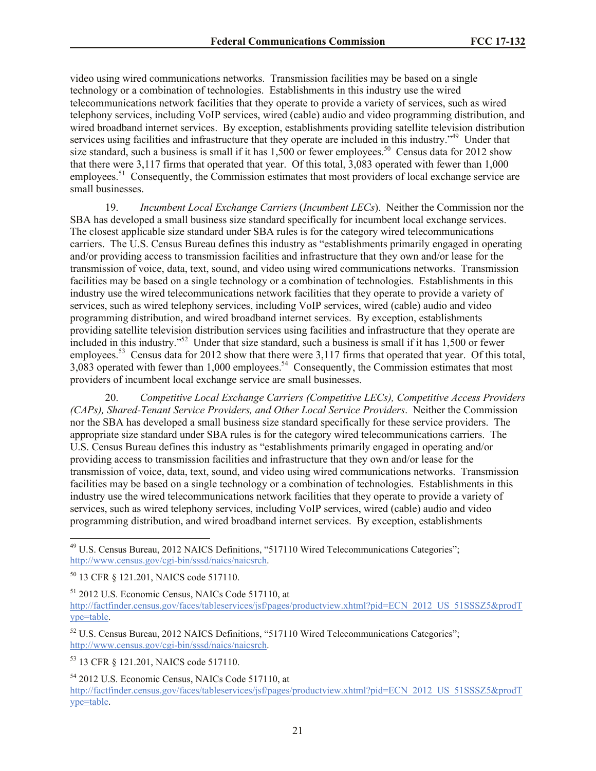video using wired communications networks. Transmission facilities may be based on a single technology or a combination of technologies. Establishments in this industry use the wired telecommunications network facilities that they operate to provide a variety of services, such as wired telephony services, including VoIP services, wired (cable) audio and video programming distribution, and wired broadband internet services. By exception, establishments providing satellite television distribution services using facilities and infrastructure that they operate are included in this industry."[49] Under that size standard, such a business is small if it has 1,500 or fewer employees.[50] Census data for 2012 show that there were 3,117 firms that operated that year. Of this total, 3,083 operated with fewer than 1,000 employees.[51] Consequently, the Commission estimates that most providers of local exchange service are small businesses.

19. *Incumbent Local Exchange Carriers* (*Incumbent LECs*). Neither the Commission nor the SBA has developed a small business size standard specifically for incumbent local exchange services. The closest applicable size standard under SBA rules is for the category wired telecommunications carriers. The U.S. Census Bureau defines this industry as "establishments primarily engaged in operating and/or providing access to transmission facilities and infrastructure that they own and/or lease for the transmission of voice, data, text, sound, and video using wired communications networks. Transmission facilities may be based on a single technology or a combination of technologies. Establishments in this industry use the wired telecommunications network facilities that they operate to provide a variety of services, such as wired telephony services, including VoIP services, wired (cable) audio and video programming distribution, and wired broadband internet services. By exception, establishments providing satellite television distribution services using facilities and infrastructure that they operate are included in this industry."[52] Under that size standard, such a business is small if it has 1,500 or fewer employees.[53] Census data for 2012 show that there were 3,117 firms that operated that year. Of this total, 3,083 operated with fewer than 1,000 employees.[54] Consequently, the Commission estimates that most providers of incumbent local exchange service are small businesses.

20. *Competitive Local Exchange Carriers (Competitive LECs), Competitive Access Providers (CAPs), Shared-Tenant Service Providers, and Other Local Service Providers*. Neither the Commission nor the SBA has developed a small business size standard specifically for these service providers. The appropriate size standard under SBA rules is for the category wired telecommunications carriers. The U.S. Census Bureau defines this industry as "establishments primarily engaged in operating and/or providing access to transmission facilities and infrastructure that they own and/or lease for the transmission of voice, data, text, sound, and video using wired communications networks. Transmission facilities may be based on a single technology or a combination of technologies. Establishments in this industry use the wired telecommunications network facilities that they operate to provide a variety of services, such as wired telephony services, including VoIP services, wired (cable) audio and video programming distribution, and wired broadband internet services. By exception, establishments

---

[49] U.S. Census Bureau, 2012 NAICS Definitions, "517110 Wired Telecommunications Categories"; http://www.census.gov/cgi-bin/sssd/naics/naicsrch.

[50] 13 CFR § 121.201, NAICS code 517110.

[51] 2012 U.S. Economic Census, NAICs Code 517110, at http://factfinder.census.gov/faces/tableservices/jsf/pages/productview.xhtml?pid=ECN_2012_US_51SSSZ5&prodType=table.

[52] U.S. Census Bureau, 2012 NAICS Definitions, "517110 Wired Telecommunications Categories"; http://www.census.gov/cgi-bin/sssd/naics/naicsrch.

[53] 13 CFR § 121.201, NAICS code 517110.

[54] 2012 U.S. Economic Census, NAICs Code 517110, at http://factfinder.census.gov/faces/tableservices/jsf/pages/productview.xhtml?pid=ECN_2012_US_51SSSZ5&prodType=table.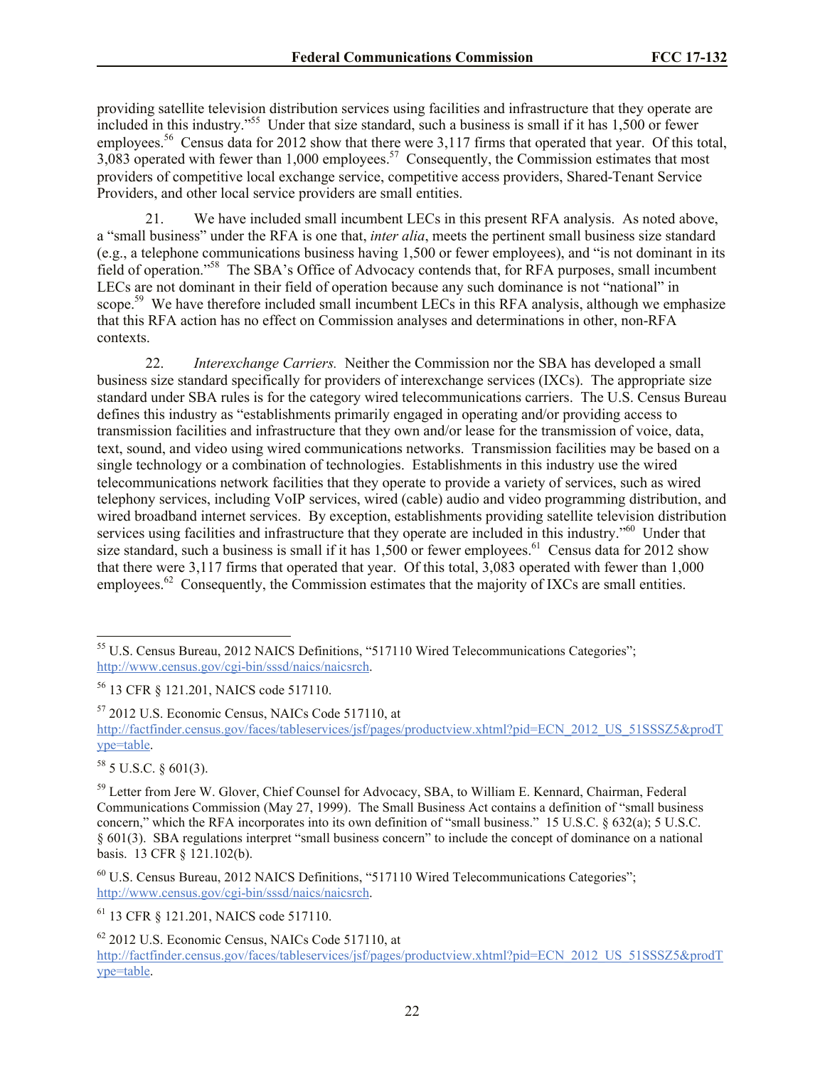providing satellite television distribution services using facilities and infrastructure that they operate are included in this industry."[55] Under that size standard, such a business is small if it has 1,500 or fewer employees.[56] Census data for 2012 show that there were 3,117 firms that operated that year. Of this total, 3,083 operated with fewer than 1,000 employees.[57] Consequently, the Commission estimates that most providers of competitive local exchange service, competitive access providers, Shared-Tenant Service Providers, and other local service providers are small entities.

21. We have included small incumbent LECs in this present RFA analysis. As noted above, a "small business" under the RFA is one that, *inter alia*, meets the pertinent small business size standard (e.g., a telephone communications business having 1,500 or fewer employees), and "is not dominant in its field of operation."[58] The SBA's Office of Advocacy contends that, for RFA purposes, small incumbent LECs are not dominant in their field of operation because any such dominance is not "national" in scope.[59] We have therefore included small incumbent LECs in this RFA analysis, although we emphasize that this RFA action has no effect on Commission analyses and determinations in other, non-RFA contexts.

22. *Interexchange Carriers.* Neither the Commission nor the SBA has developed a small business size standard specifically for providers of interexchange services (IXCs). The appropriate size standard under SBA rules is for the category wired telecommunications carriers. The U.S. Census Bureau defines this industry as "establishments primarily engaged in operating and/or providing access to transmission facilities and infrastructure that they own and/or lease for the transmission of voice, data, text, sound, and video using wired communications networks. Transmission facilities may be based on a single technology or a combination of technologies. Establishments in this industry use the wired telecommunications network facilities that they operate to provide a variety of services, such as wired telephony services, including VoIP services, wired (cable) audio and video programming distribution, and wired broadband internet services. By exception, establishments providing satellite television distribution services using facilities and infrastructure that they operate are included in this industry."[60] Under that size standard, such a business is small if it has 1,500 or fewer employees.[61] Census data for 2012 show that there were 3,117 firms that operated that year. Of this total, 3,083 operated with fewer than 1,000 employees.[62] Consequently, the Commission estimates that the majority of IXCs are small entities.

---

[55] U.S. Census Bureau, 2012 NAICS Definitions, "517110 Wired Telecommunications Categories"; http://www.census.gov/cgi-bin/sssd/naics/naicsrch.

[56] 13 CFR § 121.201, NAICS code 517110.

[57] 2012 U.S. Economic Census, NAICs Code 517110, at http://factfinder.census.gov/faces/tableservices/jsf/pages/productview.xhtml?pid=ECN_2012_US_51SSSZ5&prodType=table.

[58] 5 U.S.C. § 601(3).

[59] Letter from Jere W. Glover, Chief Counsel for Advocacy, SBA, to William E. Kennard, Chairman, Federal Communications Commission (May 27, 1999). The Small Business Act contains a definition of "small business concern," which the RFA incorporates into its own definition of "small business." 15 U.S.C. § 632(a); 5 U.S.C. § 601(3). SBA regulations interpret "small business concern" to include the concept of dominance on a national basis. 13 CFR § 121.102(b).

[60] U.S. Census Bureau, 2012 NAICS Definitions, "517110 Wired Telecommunications Categories"; http://www.census.gov/cgi-bin/sssd/naics/naicsrch.

[61] 13 CFR § 121.201, NAICS code 517110.

[62] 2012 U.S. Economic Census, NAICs Code 517110, at http://factfinder.census.gov/faces/tableservices/jsf/pages/productview.xhtml?pid=ECN_2012_US_51SSSZ5&prodType=table.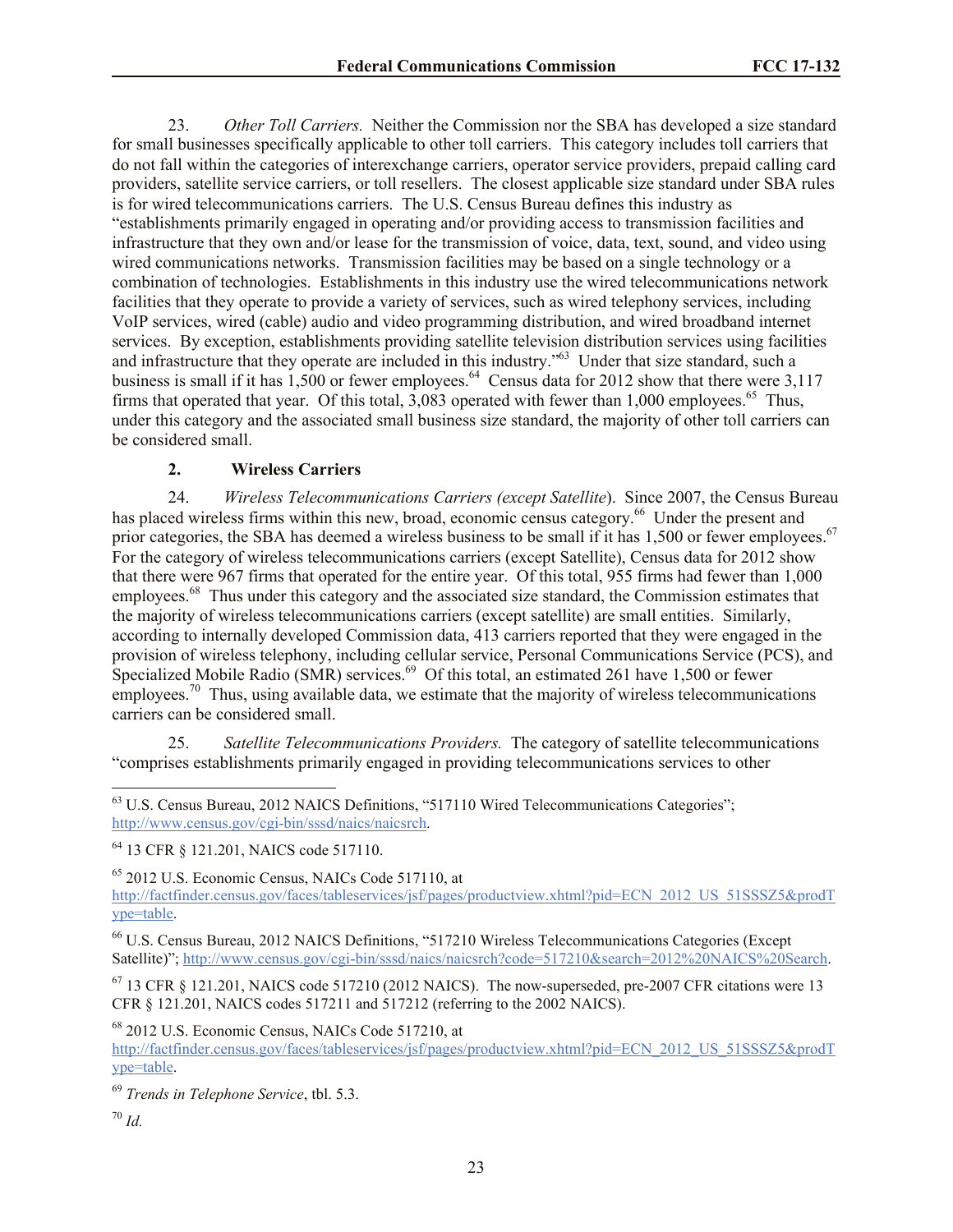23. *Other Toll Carriers.* Neither the Commission nor the SBA has developed a size standard for small businesses specifically applicable to other toll carriers. This category includes toll carriers that do not fall within the categories of interexchange carriers, operator service providers, prepaid calling card providers, satellite service carriers, or toll resellers. The closest applicable size standard under SBA rules is for wired telecommunications carriers. The U.S. Census Bureau defines this industry as "establishments primarily engaged in operating and/or providing access to transmission facilities and infrastructure that they own and/or lease for the transmission of voice, data, text, sound, and video using wired communications networks. Transmission facilities may be based on a single technology or a combination of technologies. Establishments in this industry use the wired telecommunications network facilities that they operate to provide a variety of services, such as wired telephony services, including VoIP services, wired (cable) audio and video programming distribution, and wired broadband internet services. By exception, establishments providing satellite television distribution services using facilities and infrastructure that they operate are included in this industry."[63] Under that size standard, such a business is small if it has 1,500 or fewer employees.[64] Census data for 2012 show that there were 3,117 firms that operated that year. Of this total, 3,083 operated with fewer than 1,000 employees.[65] Thus, under this category and the associated small business size standard, the majority of other toll carriers can be considered small.

### 2. Wireless Carriers

24. *Wireless Telecommunications Carriers (except Satellite*). Since 2007, the Census Bureau has placed wireless firms within this new, broad, economic census category.[66] Under the present and prior categories, the SBA has deemed a wireless business to be small if it has 1,500 or fewer employees.[67] For the category of wireless telecommunications carriers (except Satellite), Census data for 2012 show that there were 967 firms that operated for the entire year. Of this total, 955 firms had fewer than 1,000 employees.[68] Thus under this category and the associated size standard, the Commission estimates that the majority of wireless telecommunications carriers (except satellite) are small entities. Similarly, according to internally developed Commission data, 413 carriers reported that they were engaged in the provision of wireless telephony, including cellular service, Personal Communications Service (PCS), and Specialized Mobile Radio (SMR) services.[69] Of this total, an estimated 261 have 1,500 or fewer employees.[70] Thus, using available data, we estimate that the majority of wireless telecommunications carriers can be considered small.

25. *Satellite Telecommunications Providers.* The category of satellite telecommunications "comprises establishments primarily engaged in providing telecommunications services to other

---

[63] U.S. Census Bureau, 2012 NAICS Definitions, "517110 Wired Telecommunications Categories"; http://www.census.gov/cgi-bin/sssd/naics/naicsrch.

[64] 13 CFR § 121.201, NAICS code 517110.

[65] 2012 U.S. Economic Census, NAICs Code 517110, at http://factfinder.census.gov/faces/tableservices/jsf/pages/productview.xhtml?pid=ECN_2012_US_51SSSZ5&prodType=table.

[66] U.S. Census Bureau, 2012 NAICS Definitions, "517210 Wireless Telecommunications Categories (Except Satellite)"; http://www.census.gov/cgi-bin/sssd/naics/naicsrch?code=517210&search=2012%20NAICS%20Search.

[67] 13 CFR § 121.201, NAICS code 517210 (2012 NAICS). The now-superseded, pre-2007 CFR citations were 13 CFR § 121.201, NAICS codes 517211 and 517212 (referring to the 2002 NAICS).

[68] 2012 U.S. Economic Census, NAICs Code 517210, at http://factfinder.census.gov/faces/tableservices/jsf/pages/productview.xhtml?pid=ECN_2012_US_51SSSZ5&prodType=table.

[69] *Trends in Telephone Service*, tbl. 5.3.

[70] *Id.*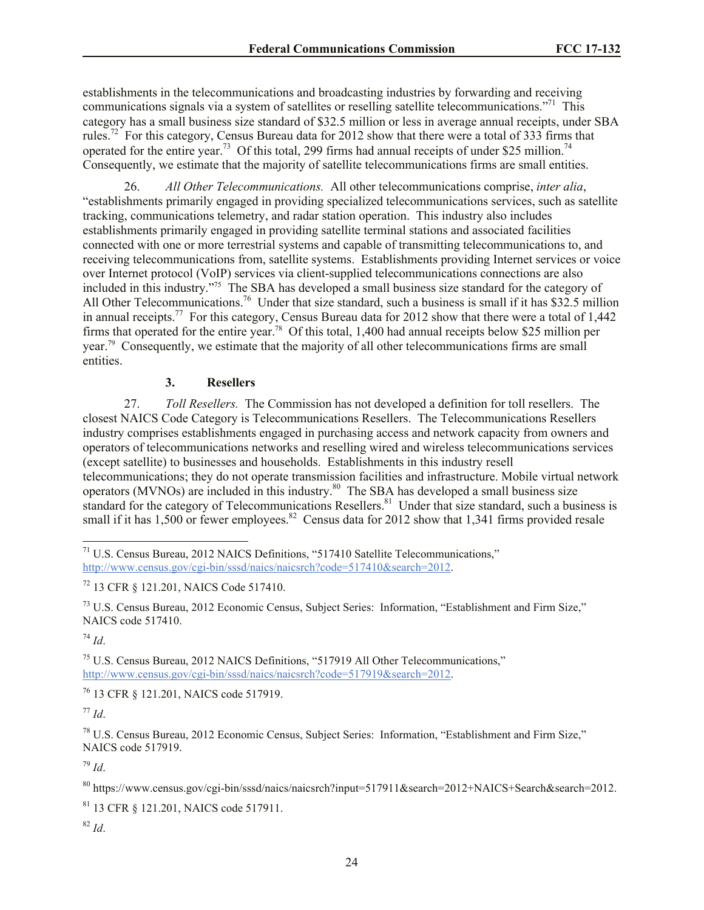establishments in the telecommunications and broadcasting industries by forwarding and receiving communications signals via a system of satellites or reselling satellite telecommunications."[71] This category has a small business size standard of $32.5 million or less in average annual receipts, under SBA rules.[72] For this category, Census Bureau data for 2012 show that there were a total of 333 firms that operated for the entire year.[73] Of this total, 299 firms had annual receipts of under $25 million.[74] Consequently, we estimate that the majority of satellite telecommunications firms are small entities.

26. *All Other Telecommunications.* All other telecommunications comprise, *inter alia*, "establishments primarily engaged in providing specialized telecommunications services, such as satellite tracking, communications telemetry, and radar station operation. This industry also includes establishments primarily engaged in providing satellite terminal stations and associated facilities connected with one or more terrestrial systems and capable of transmitting telecommunications to, and receiving telecommunications from, satellite systems. Establishments providing Internet services or voice over Internet protocol (VoIP) services via client-supplied telecommunications connections are also included in this industry."[75] The SBA has developed a small business size standard for the category of All Other Telecommunications.[76] Under that size standard, such a business is small if it has $32.5 million in annual receipts.[77] For this category, Census Bureau data for 2012 show that there were a total of 1,442 firms that operated for the entire year.[78] Of this total, 1,400 had annual receipts below $25 million per year.[79] Consequently, we estimate that the majority of all other telecommunications firms are small entities.

### 3. Resellers

27. *Toll Resellers.* The Commission has not developed a definition for toll resellers. The closest NAICS Code Category is Telecommunications Resellers. The Telecommunications Resellers industry comprises establishments engaged in purchasing access and network capacity from owners and operators of telecommunications networks and reselling wired and wireless telecommunications services (except satellite) to businesses and households. Establishments in this industry resell telecommunications; they do not operate transmission facilities and infrastructure. Mobile virtual network operators (MVNOs) are included in this industry.[80] The SBA has developed a small business size standard for the category of Telecommunications Resellers.[81] Under that size standard, such a business is small if it has 1,500 or fewer employees.[82] Census data for 2012 show that 1,341 firms provided resale

---

[71] U.S. Census Bureau, 2012 NAICS Definitions, "517410 Satellite Telecommunications," http://www.census.gov/cgi-bin/sssd/naics/naicsrch?code=517410&search=2012.

[72] 13 CFR § 121.201, NAICS Code 517410.

[73] U.S. Census Bureau, 2012 Economic Census, Subject Series: Information, "Establishment and Firm Size," NAICS code 517410.

[74] *Id*.

[75] U.S. Census Bureau, 2012 NAICS Definitions, "517919 All Other Telecommunications," http://www.census.gov/cgi-bin/sssd/naics/naicsrch?code=517919&search=2012.

[76] 13 CFR § 121.201, NAICS code 517919.

[77] *Id*.

[78] U.S. Census Bureau, 2012 Economic Census, Subject Series: Information, "Establishment and Firm Size," NAICS code 517919.

[79] *Id*.

[80] https://www.census.gov/cgi-bin/sssd/naics/naicsrch?input=517911&search=2012+NAICS+Search&search=2012.

[81] 13 CFR § 121.201, NAICS code 517911.

[82] *Id*.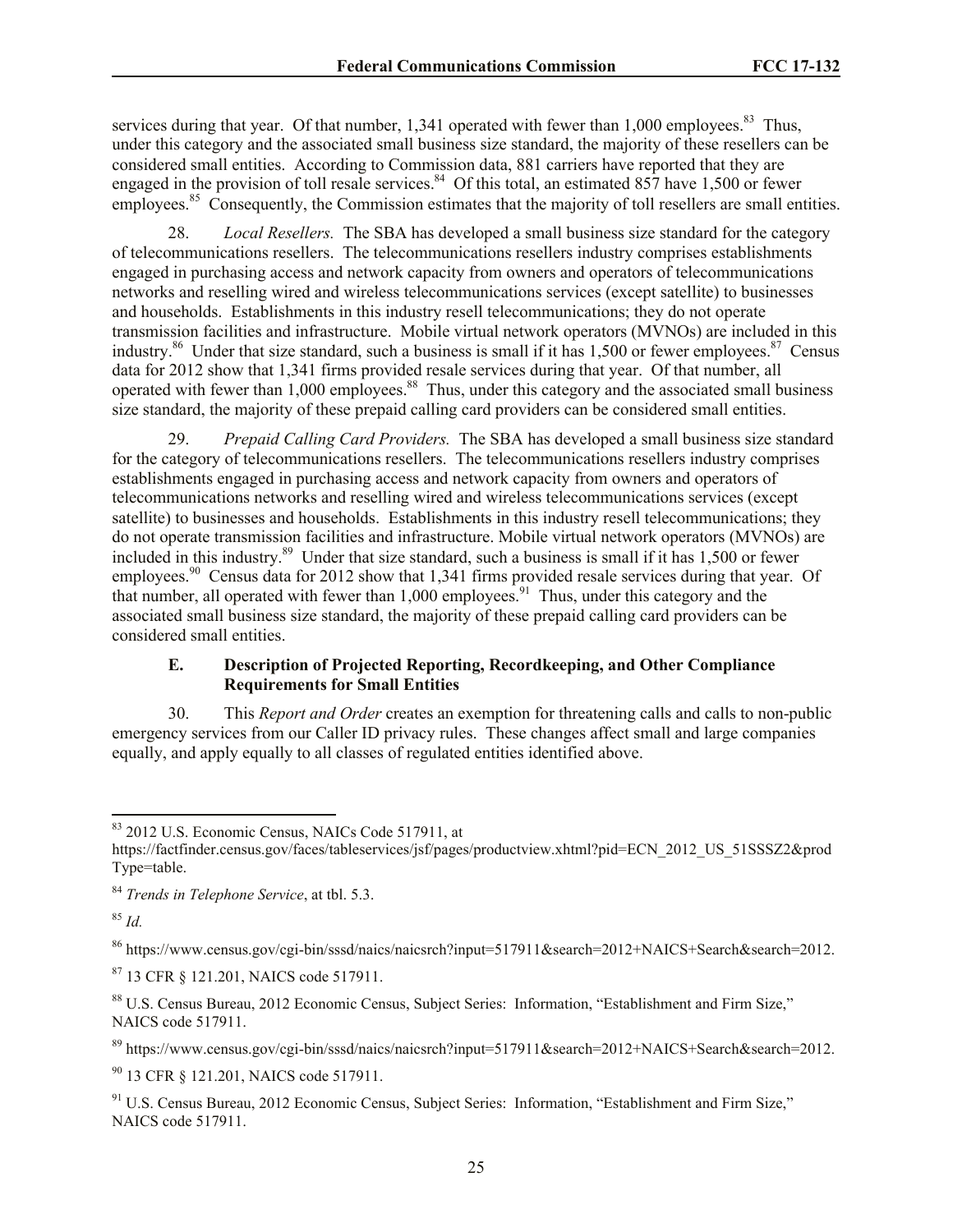services during that year. Of that number, 1,341 operated with fewer than 1,000 employees.[83] Thus, under this category and the associated small business size standard, the majority of these resellers can be considered small entities. According to Commission data, 881 carriers have reported that they are engaged in the provision of toll resale services.[84] Of this total, an estimated 857 have 1,500 or fewer employees.[85] Consequently, the Commission estimates that the majority of toll resellers are small entities.

28. *Local Resellers.* The SBA has developed a small business size standard for the category of telecommunications resellers. The telecommunications resellers industry comprises establishments engaged in purchasing access and network capacity from owners and operators of telecommunications networks and reselling wired and wireless telecommunications services (except satellite) to businesses and households. Establishments in this industry resell telecommunications; they do not operate transmission facilities and infrastructure. Mobile virtual network operators (MVNOs) are included in this industry.[86] Under that size standard, such a business is small if it has 1,500 or fewer employees.[87] Census data for 2012 show that 1,341 firms provided resale services during that year. Of that number, all operated with fewer than 1,000 employees.[88] Thus, under this category and the associated small business size standard, the majority of these prepaid calling card providers can be considered small entities.

29. *Prepaid Calling Card Providers.* The SBA has developed a small business size standard for the category of telecommunications resellers. The telecommunications resellers industry comprises establishments engaged in purchasing access and network capacity from owners and operators of telecommunications networks and reselling wired and wireless telecommunications services (except satellite) to businesses and households. Establishments in this industry resell telecommunications; they do not operate transmission facilities and infrastructure. Mobile virtual network operators (MVNOs) are included in this industry.[89] Under that size standard, such a business is small if it has 1,500 or fewer employees.[90] Census data for 2012 show that 1,341 firms provided resale services during that year. Of that number, all operated with fewer than 1,000 employees.[91] Thus, under this category and the associated small business size standard, the majority of these prepaid calling card providers can be considered small entities.

### E. Description of Projected Reporting, Recordkeeping, and Other Compliance Requirements for Small Entities

30. This *Report and Order* creates an exemption for threatening calls and calls to non-public emergency services from our Caller ID privacy rules. These changes affect small and large companies equally, and apply equally to all classes of regulated entities identified above.

---

[83] 2012 U.S. Economic Census, NAICs Code 517911, at https://factfinder.census.gov/faces/tableservices/jsf/pages/productview.xhtml?pid=ECN_2012_US_51SSSZ2&prodType=table.

[84] *Trends in Telephone Service*, at tbl. 5.3.

[85] *Id.*

[86] https://www.census.gov/cgi-bin/sssd/naics/naicsrch?input=517911&search=2012+NAICS+Search&search=2012.

[87] 13 CFR § 121.201, NAICS code 517911.

[88] U.S. Census Bureau, 2012 Economic Census, Subject Series: Information, "Establishment and Firm Size," NAICS code 517911.

[89] https://www.census.gov/cgi-bin/sssd/naics/naicsrch?input=517911&search=2012+NAICS+Search&search=2012.

[90] 13 CFR § 121.201, NAICS code 517911.

[91] U.S. Census Bureau, 2012 Economic Census, Subject Series: Information, "Establishment and Firm Size," NAICS code 517911.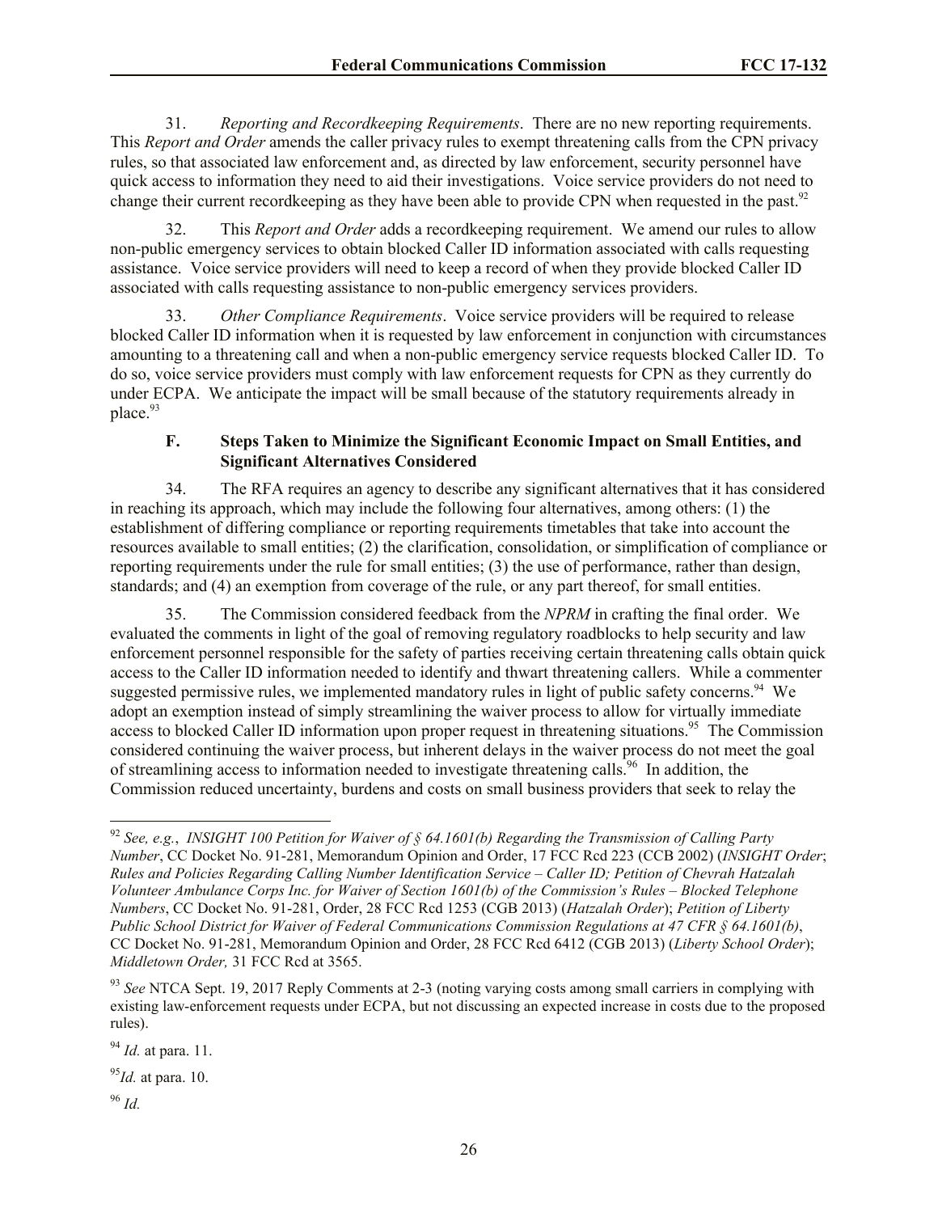31. *Reporting and Recordkeeping Requirements*. There are no new reporting requirements. This *Report and Order* amends the caller privacy rules to exempt threatening calls from the CPN privacy rules, so that associated law enforcement and, as directed by law enforcement, security personnel have quick access to information they need to aid their investigations. Voice service providers do not need to change their current recordkeeping as they have been able to provide CPN when requested in the past.[92]

32. This *Report and Order* adds a recordkeeping requirement. We amend our rules to allow non-public emergency services to obtain blocked Caller ID information associated with calls requesting assistance. Voice service providers will need to keep a record of when they provide blocked Caller ID associated with calls requesting assistance to non-public emergency services providers.

33. *Other Compliance Requirements*. Voice service providers will be required to release blocked Caller ID information when it is requested by law enforcement in conjunction with circumstances amounting to a threatening call and when a non-public emergency service requests blocked Caller ID. To do so, voice service providers must comply with law enforcement requests for CPN as they currently do under ECPA. We anticipate the impact will be small because of the statutory requirements already in place.[93]

### F. Steps Taken to Minimize the Significant Economic Impact on Small Entities, and Significant Alternatives Considered

34. The RFA requires an agency to describe any significant alternatives that it has considered in reaching its approach, which may include the following four alternatives, among others: (1) the establishment of differing compliance or reporting requirements timetables that take into account the resources available to small entities; (2) the clarification, consolidation, or simplification of compliance or reporting requirements under the rule for small entities; (3) the use of performance, rather than design, standards; and (4) an exemption from coverage of the rule, or any part thereof, for small entities.

35. The Commission considered feedback from the *NPRM* in crafting the final order. We evaluated the comments in light of the goal of removing regulatory roadblocks to help security and law enforcement personnel responsible for the safety of parties receiving certain threatening calls obtain quick access to the Caller ID information needed to identify and thwart threatening callers. While a commenter suggested permissive rules, we implemented mandatory rules in light of public safety concerns.[94] We adopt an exemption instead of simply streamlining the waiver process to allow for virtually immediate access to blocked Caller ID information upon proper request in threatening situations.[95] The Commission considered continuing the waiver process, but inherent delays in the waiver process do not meet the goal of streamlining access to information needed to investigate threatening calls.[96] In addition, the Commission reduced uncertainty, burdens and costs on small business providers that seek to relay the

---

[92] *See, e.g.*, *INSIGHT 100 Petition for Waiver of § 64.1601(b) Regarding the Transmission of Calling Party Number*, CC Docket No. 91-281, Memorandum Opinion and Order, 17 FCC Rcd 223 (CCB 2002) (*INSIGHT Order*; *Rules and Policies Regarding Calling Number Identification Service – Caller ID; Petition of Chevrah Hatzalah Volunteer Ambulance Corps Inc. for Waiver of Section 1601(b) of the Commission's Rules – Blocked Telephone Numbers*, CC Docket No. 91-281, Order, 28 FCC Rcd 1253 (CGB 2013) (*Hatzalah Order*); *Petition of Liberty Public School District for Waiver of Federal Communications Commission Regulations at 47 CFR § 64.1601(b)*, CC Docket No. 91-281, Memorandum Opinion and Order, 28 FCC Rcd 6412 (CGB 2013) (*Liberty School Order*); *Middletown Order,* 31 FCC Rcd at 3565.

[93] *See* NTCA Sept. 19, 2017 Reply Comments at 2-3 (noting varying costs among small carriers in complying with existing law-enforcement requests under ECPA, but not discussing an expected increase in costs due to the proposed rules).

[94] *Id.* at para. 11.

[95] *Id.* at para. 10.

[96] *Id.*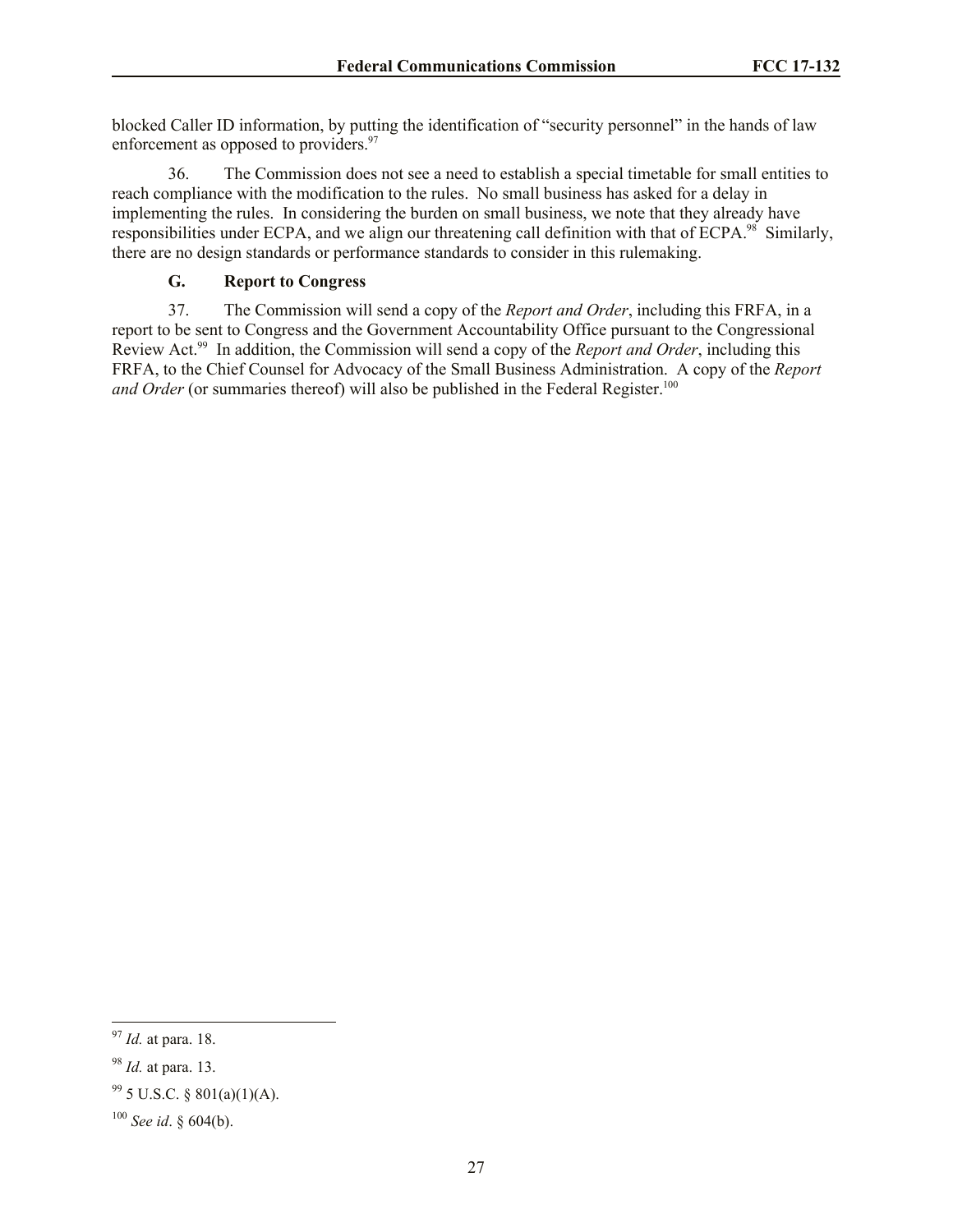blocked Caller ID information, by putting the identification of "security personnel" in the hands of law enforcement as opposed to providers.[97]

36. The Commission does not see a need to establish a special timetable for small entities to reach compliance with the modification to the rules. No small business has asked for a delay in implementing the rules. In considering the burden on small business, we note that they already have responsibilities under ECPA, and we align our threatening call definition with that of ECPA.[98] Similarly, there are no design standards or performance standards to consider in this rulemaking.

### G. Report to Congress

37. The Commission will send a copy of the *Report and Order*, including this FRFA, in a report to be sent to Congress and the Government Accountability Office pursuant to the Congressional Review Act.[99] In addition, the Commission will send a copy of the *Report and Order*, including this FRFA, to the Chief Counsel for Advocacy of the Small Business Administration. A copy of the *Report and Order* (or summaries thereof) will also be published in the Federal Register.[100]

---

[97] *Id.* at para. 18.

[98] *Id.* at para. 13.

[99] 5 U.S.C. § 801(a)(1)(A).

[100] *See id*. § 604(b).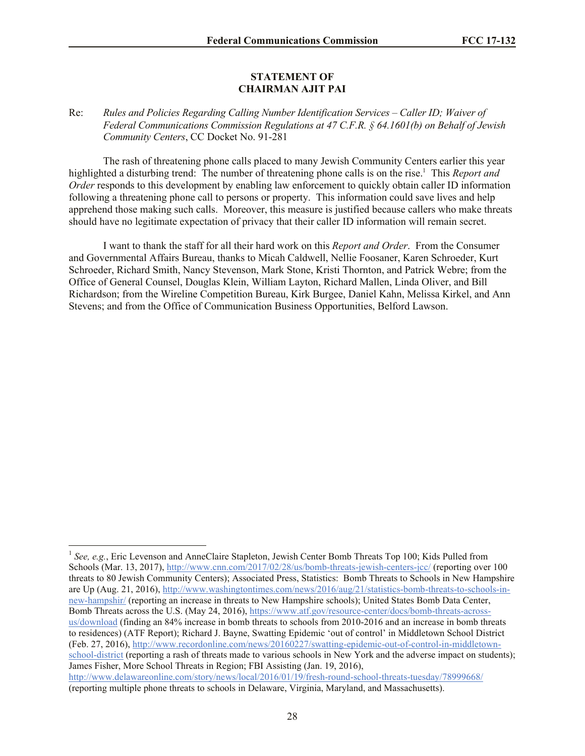## STATEMENT OF
## CHAIRMAN AJIT PAI

Re: *Rules and Policies Regarding Calling Number Identification Services – Caller ID; Waiver of Federal Communications Commission Regulations at 47 C.F.R. § 64.1601(b) on Behalf of Jewish Community Centers*, CC Docket No. 91-281

The rash of threatening phone calls placed to many Jewish Community Centers earlier this year highlighted a disturbing trend: The number of threatening phone calls is on the rise.[1] This *Report and Order* responds to this development by enabling law enforcement to quickly obtain caller ID information following a threatening phone call to persons or property. This information could save lives and help apprehend those making such calls. Moreover, this measure is justified because callers who make threats should have no legitimate expectation of privacy that their caller ID information will remain secret.

I want to thank the staff for all their hard work on this *Report and Order*. From the Consumer and Governmental Affairs Bureau, thanks to Micah Caldwell, Nellie Foosaner, Karen Schroeder, Kurt Schroeder, Richard Smith, Nancy Stevenson, Mark Stone, Kristi Thornton, and Patrick Webre; from the Office of General Counsel, Douglas Klein, William Layton, Richard Mallen, Linda Oliver, and Bill Richardson; from the Wireline Competition Bureau, Kirk Burgee, Daniel Kahn, Melissa Kirkel, and Ann Stevens; and from the Office of Communication Business Opportunities, Belford Lawson.

---

[1] *See, e.g.*, Eric Levenson and AnneClaire Stapleton, Jewish Center Bomb Threats Top 100; Kids Pulled from Schools (Mar. 13, 2017), http://www.cnn.com/2017/02/28/us/bomb-threats-jewish-centers-jcc/ (reporting over 100 threats to 80 Jewish Community Centers); Associated Press, Statistics: Bomb Threats to Schools in New Hampshire are Up (Aug. 21, 2016), http://www.washingtontimes.com/news/2016/aug/21/statistics-bomb-threats-to-schools-in-new-hampshir/ (reporting an increase in threats to New Hampshire schools); United States Bomb Data Center, Bomb Threats across the U.S. (May 24, 2016), https://www.atf.gov/resource-center/docs/bomb-threats-across-us/download (finding an 84% increase in bomb threats to schools from 2010-2016 and an increase in bomb threats to residences) (ATF Report); Richard J. Bayne, Swatting Epidemic 'out of control' in Middletown School District (Feb. 27, 2016), http://www.recordonline.com/news/20160227/swatting-epidemic-out-of-control-in-middletown-school-district (reporting a rash of threats made to various schools in New York and the adverse impact on students); James Fisher, More School Threats in Region; FBI Assisting (Jan. 19, 2016), http://www.delawareonline.com/story/news/local/2016/01/19/fresh-round-school-threats-tuesday/78999668/ (reporting multiple phone threats to schools in Delaware, Virginia, Maryland, and Massachusetts).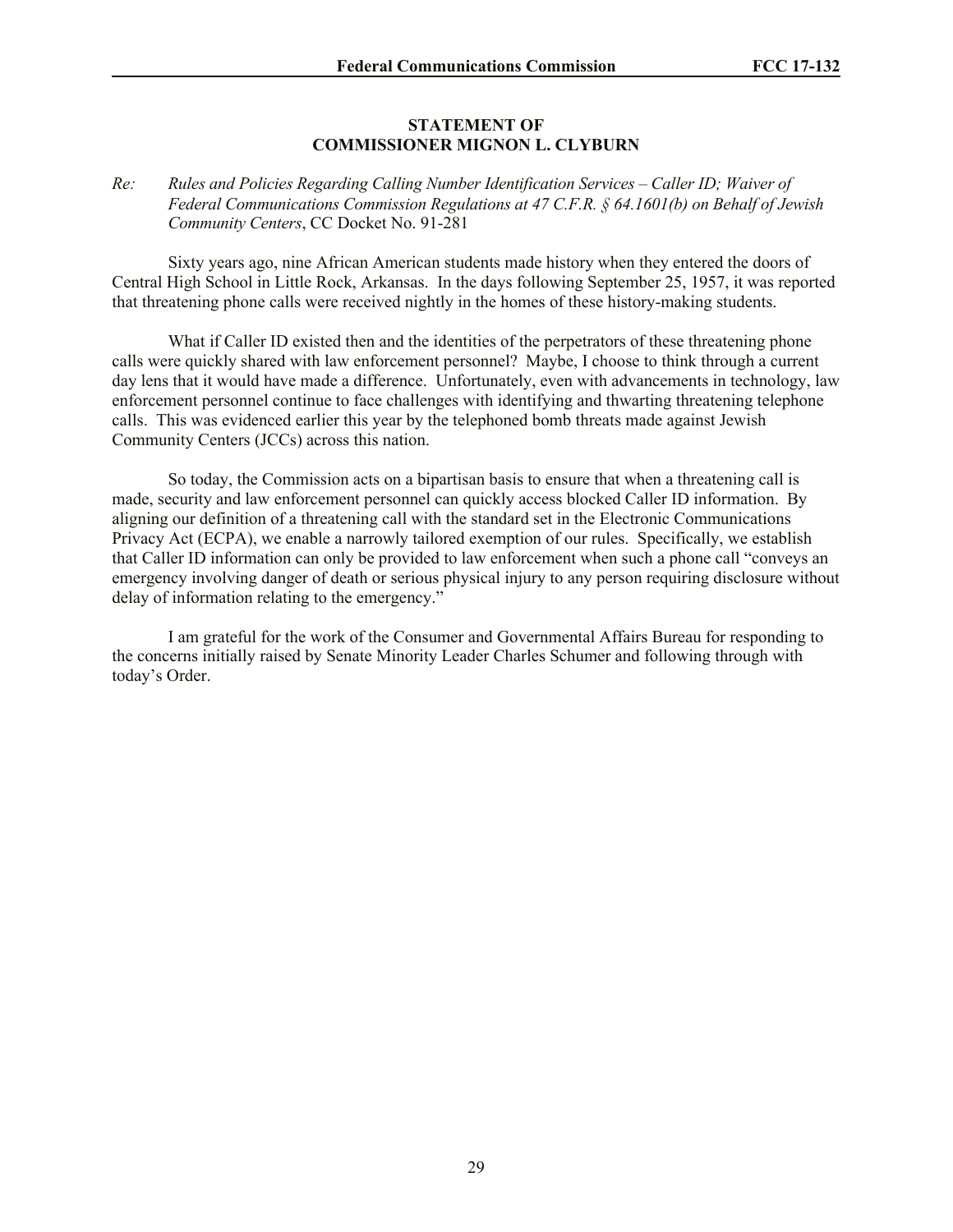## STATEMENT OF
## COMMISSIONER MIGNON L. CLYBURN

*Re: Rules and Policies Regarding Calling Number Identification Services – Caller ID; Waiver of Federal Communications Commission Regulations at 47 C.F.R. § 64.1601(b) on Behalf of Jewish Community Centers*, CC Docket No. 91-281

Sixty years ago, nine African American students made history when they entered the doors of Central High School in Little Rock, Arkansas. In the days following September 25, 1957, it was reported that threatening phone calls were received nightly in the homes of these history-making students.

What if Caller ID existed then and the identities of the perpetrators of these threatening phone calls were quickly shared with law enforcement personnel? Maybe, I choose to think through a current day lens that it would have made a difference. Unfortunately, even with advancements in technology, law enforcement personnel continue to face challenges with identifying and thwarting threatening telephone calls. This was evidenced earlier this year by the telephoned bomb threats made against Jewish Community Centers (JCCs) across this nation.

So today, the Commission acts on a bipartisan basis to ensure that when a threatening call is made, security and law enforcement personnel can quickly access blocked Caller ID information. By aligning our definition of a threatening call with the standard set in the Electronic Communications Privacy Act (ECPA), we enable a narrowly tailored exemption of our rules. Specifically, we establish that Caller ID information can only be provided to law enforcement when such a phone call "conveys an emergency involving danger of death or serious physical injury to any person requiring disclosure without delay of information relating to the emergency."

I am grateful for the work of the Consumer and Governmental Affairs Bureau for responding to the concerns initially raised by Senate Minority Leader Charles Schumer and following through with today's Order.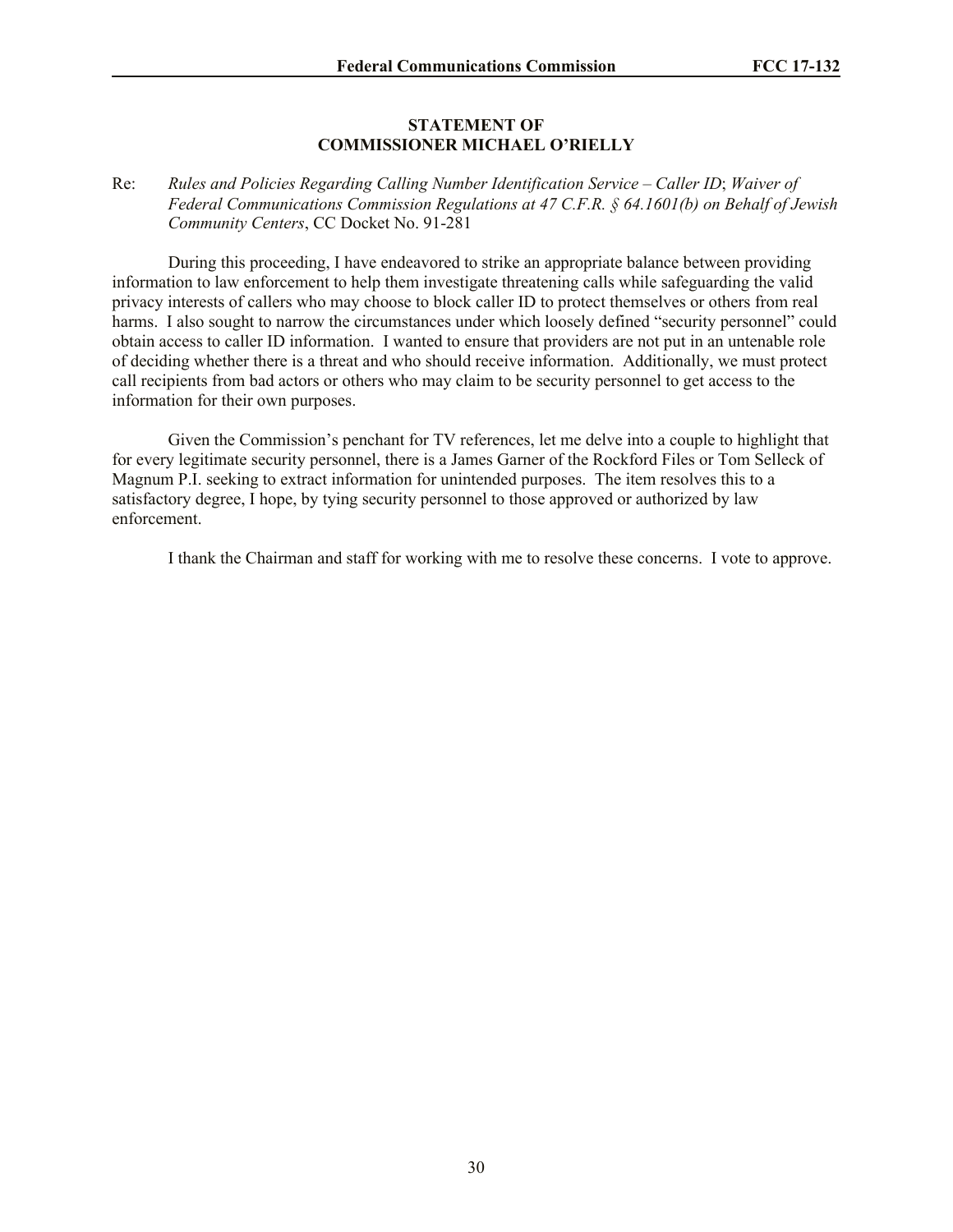## STATEMENT OF COMMISSIONER MICHAEL O'RIELLY

Re: *Rules and Policies Regarding Calling Number Identification Service – Caller ID*; *Waiver of Federal Communications Commission Regulations at 47 C.F.R. § 64.1601(b) on Behalf of Jewish Community Centers*, CC Docket No. 91-281

During this proceeding, I have endeavored to strike an appropriate balance between providing information to law enforcement to help them investigate threatening calls while safeguarding the valid privacy interests of callers who may choose to block caller ID to protect themselves or others from real harms. I also sought to narrow the circumstances under which loosely defined "security personnel" could obtain access to caller ID information. I wanted to ensure that providers are not put in an untenable role of deciding whether there is a threat and who should receive information. Additionally, we must protect call recipients from bad actors or others who may claim to be security personnel to get access to the information for their own purposes.

Given the Commission's penchant for TV references, let me delve into a couple to highlight that for every legitimate security personnel, there is a James Garner of the Rockford Files or Tom Selleck of Magnum P.I. seeking to extract information for unintended purposes. The item resolves this to a satisfactory degree, I hope, by tying security personnel to those approved or authorized by law enforcement.

I thank the Chairman and staff for working with me to resolve these concerns. I vote to approve.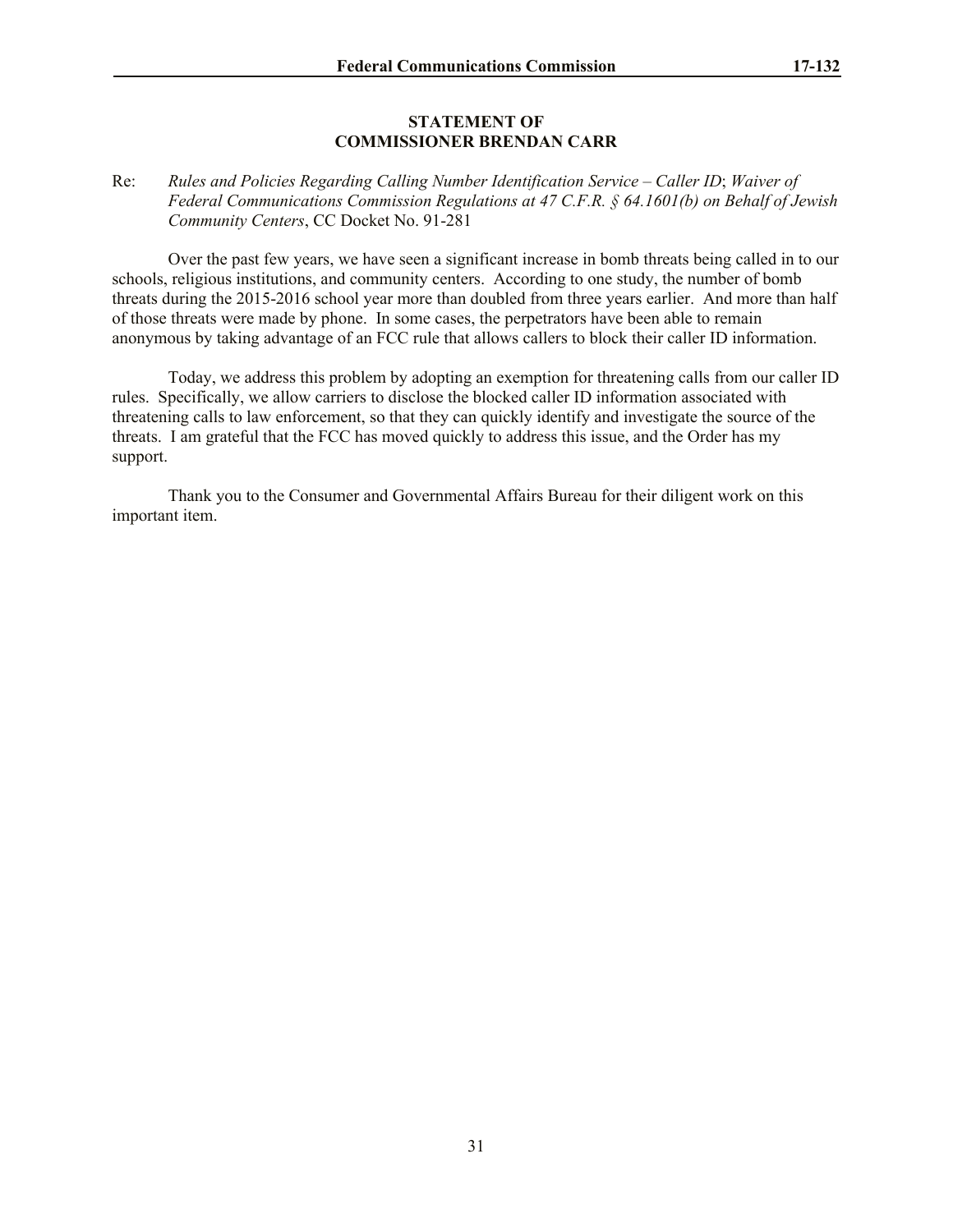## STATEMENT OF COMMISSIONER BRENDAN CARR

Re: *Rules and Policies Regarding Calling Number Identification Service – Caller ID*; *Waiver of Federal Communications Commission Regulations at 47 C.F.R. § 64.1601(b) on Behalf of Jewish Community Centers*, CC Docket No. 91-281

Over the past few years, we have seen a significant increase in bomb threats being called in to our schools, religious institutions, and community centers. According to one study, the number of bomb threats during the 2015-2016 school year more than doubled from three years earlier. And more than half of those threats were made by phone. In some cases, the perpetrators have been able to remain anonymous by taking advantage of an FCC rule that allows callers to block their caller ID information.

Today, we address this problem by adopting an exemption for threatening calls from our caller ID rules. Specifically, we allow carriers to disclose the blocked caller ID information associated with threatening calls to law enforcement, so that they can quickly identify and investigate the source of the threats. I am grateful that the FCC has moved quickly to address this issue, and the Order has my support.

Thank you to the Consumer and Governmental Affairs Bureau for their diligent work on this important item.